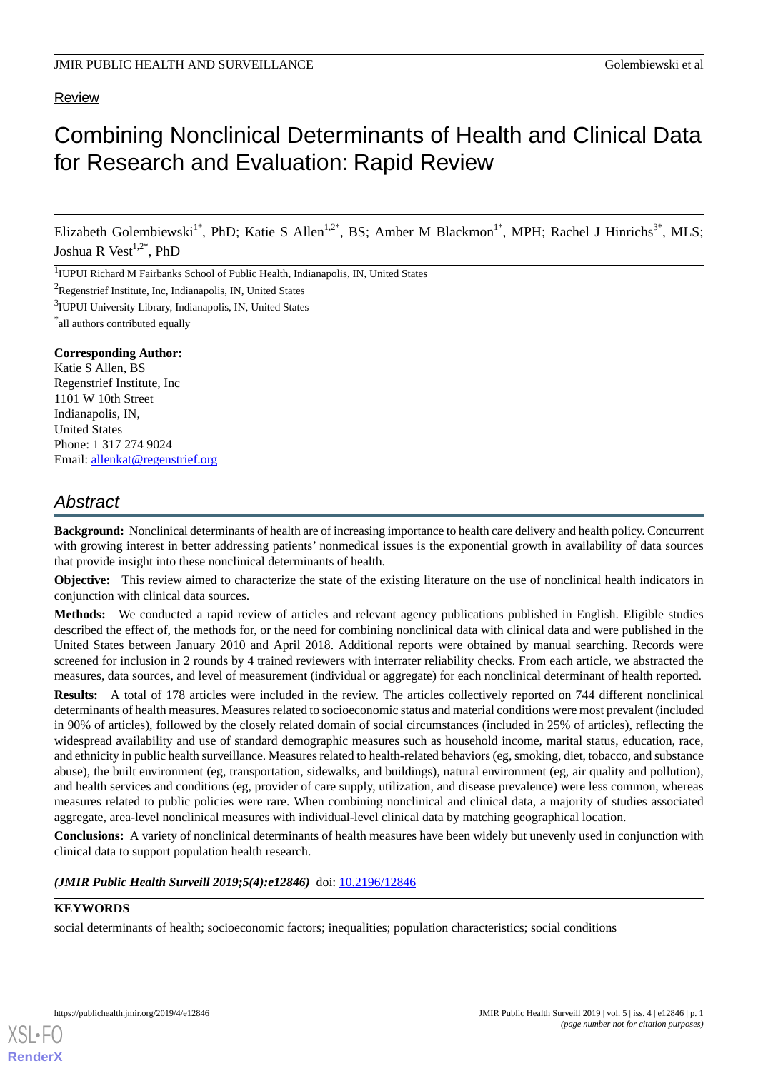Review

# Combining Nonclinical Determinants of Health and Clinical Data for Research and Evaluation: Rapid Review

Elizabeth Golembiewski[1*], PhD; Katie S Allen[1,2*], BS; Amber M Blackmon[1*], MPH; Rachel J Hinrichs[3*], MLS; Joshua R Vest[1,2*], PhD

[1]IUPUI Richard M Fairbanks School of Public Health, Indianapolis, IN, United States

[2]Regenstrief Institute, Inc, Indianapolis, IN, United States

[3]IUPUI University Library, Indianapolis, IN, United States

[*]all authors contributed equally

**Corresponding Author:**
Katie S Allen, BS
Regenstrief Institute, Inc
1101 W 10th Street
Indianapolis, IN,
United States
Phone: 1 317 274 9024
Email: allenkat@regenstrief.org

## Abstract

**Background:** Nonclinical determinants of health are of increasing importance to health care delivery and health policy. Concurrent with growing interest in better addressing patients' nonmedical issues is the exponential growth in availability of data sources that provide insight into these nonclinical determinants of health.

**Objective:** This review aimed to characterize the state of the existing literature on the use of nonclinical health indicators in conjunction with clinical data sources.

**Methods:** We conducted a rapid review of articles and relevant agency publications published in English. Eligible studies described the effect of, the methods for, or the need for combining nonclinical data with clinical data and were published in the United States between January 2010 and April 2018. Additional reports were obtained by manual searching. Records were screened for inclusion in 2 rounds by 4 trained reviewers with interrater reliability checks. From each article, we abstracted the measures, data sources, and level of measurement (individual or aggregate) for each nonclinical determinant of health reported.

**Results:** A total of 178 articles were included in the review. The articles collectively reported on 744 different nonclinical determinants of health measures. Measures related to socioeconomic status and material conditions were most prevalent (included in 90% of articles), followed by the closely related domain of social circumstances (included in 25% of articles), reflecting the widespread availability and use of standard demographic measures such as household income, marital status, education, race, and ethnicity in public health surveillance. Measures related to health-related behaviors (eg, smoking, diet, tobacco, and substance abuse), the built environment (eg, transportation, sidewalks, and buildings), natural environment (eg, air quality and pollution), and health services and conditions (eg, provider of care supply, utilization, and disease prevalence) were less common, whereas measures related to public policies were rare. When combining nonclinical and clinical data, a majority of studies associated aggregate, area-level nonclinical measures with individual-level clinical data by matching geographical location.

**Conclusions:** A variety of nonclinical determinants of health measures have been widely but unevenly used in conjunction with clinical data to support population health research.

***(JMIR Public Health Surveill 2019;5(4):e12846)*** doi: 10.2196/12846

**KEYWORDS**

social determinants of health; socioeconomic factors; inequalities; population characteristics; social conditions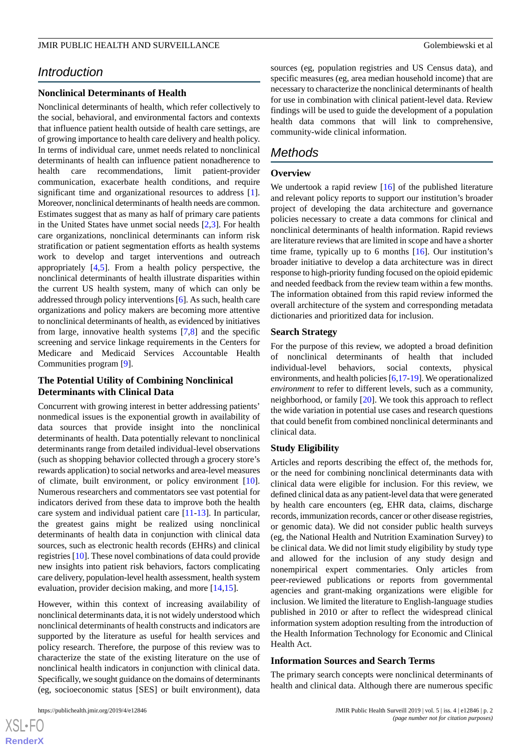## Introduction

### Nonclinical Determinants of Health

Nonclinical determinants of health, which refer collectively to the social, behavioral, and environmental factors and contexts that influence patient health outside of health care settings, are of growing importance to health care delivery and health policy. In terms of individual care, unmet needs related to nonclinical determinants of health can influence patient nonadherence to health care recommendations, limit patient-provider communication, exacerbate health conditions, and require significant time and organizational resources to address [1]. Moreover, nonclinical determinants of health needs are common. Estimates suggest that as many as half of primary care patients in the United States have unmet social needs [2,3]. For health care organizations, nonclinical determinants can inform risk stratification or patient segmentation efforts as health systems work to develop and target interventions and outreach appropriately [4,5]. From a health policy perspective, the nonclinical determinants of health illustrate disparities within the current US health system, many of which can only be addressed through policy interventions [6]. As such, health care organizations and policy makers are becoming more attentive to nonclinical determinants of health, as evidenced by initiatives from large, innovative health systems [7,8] and the specific screening and service linkage requirements in the Centers for Medicare and Medicaid Services Accountable Health Communities program [9].

### The Potential Utility of Combining Nonclinical Determinants with Clinical Data

Concurrent with growing interest in better addressing patients' nonmedical issues is the exponential growth in availability of data sources that provide insight into the nonclinical determinants of health. Data potentially relevant to nonclinical determinants range from detailed individual-level observations (such as shopping behavior collected through a grocery store's rewards application) to social networks and area-level measures of climate, built environment, or policy environment [10]. Numerous researchers and commentators see vast potential for indicators derived from these data to improve both the health care system and individual patient care [11-13]. In particular, the greatest gains might be realized using nonclinical determinants of health data in conjunction with clinical data sources, such as electronic health records (EHRs) and clinical registries [10]. These novel combinations of data could provide new insights into patient risk behaviors, factors complicating care delivery, population-level health assessment, health system evaluation, provider decision making, and more [14,15].

However, within this context of increasing availability of nonclinical determinants data, it is not widely understood which nonclinical determinants of health constructs and indicators are supported by the literature as useful for health services and policy research. Therefore, the purpose of this review was to characterize the state of the existing literature on the use of nonclinical health indicators in conjunction with clinical data. Specifically, we sought guidance on the domains of determinants (eg, socioeconomic status [SES] or built environment), data sources (eg, population registries and US Census data), and specific measures (eg, area median household income) that are necessary to characterize the nonclinical determinants of health for use in combination with clinical patient-level data. Review findings will be used to guide the development of a population health data commons that will link to comprehensive, community-wide clinical information.

## Methods

### Overview

We undertook a rapid review [16] of the published literature and relevant policy reports to support our institution's broader project of developing the data architecture and governance policies necessary to create a data commons for clinical and nonclinical determinants of health information. Rapid reviews are literature reviews that are limited in scope and have a shorter time frame, typically up to 6 months [16]. Our institution's broader initiative to develop a data architecture was in direct response to high-priority funding focused on the opioid epidemic and needed feedback from the review team within a few months. The information obtained from this rapid review informed the overall architecture of the system and corresponding metadata dictionaries and prioritized data for inclusion.

### Search Strategy

For the purpose of this review, we adopted a broad definition of nonclinical determinants of health that included individual-level behaviors, social contexts, physical environments, and health policies [6,17-19]. We operationalized *environment* to refer to different levels, such as a community, neighborhood, or family [20]. We took this approach to reflect the wide variation in potential use cases and research questions that could benefit from combined nonclinical determinants and clinical data.

### Study Eligibility

Articles and reports describing the effect of, the methods for, or the need for combining nonclinical determinants data with clinical data were eligible for inclusion. For this review, we defined clinical data as any patient-level data that were generated by health care encounters (eg, EHR data, claims, discharge records, immunization records, cancer or other disease registries, or genomic data). We did not consider public health surveys (eg, the National Health and Nutrition Examination Survey) to be clinical data. We did not limit study eligibility by study type and allowed for the inclusion of any study design and nonempirical expert commentaries. Only articles from peer-reviewed publications or reports from governmental agencies and grant-making organizations were eligible for inclusion. We limited the literature to English-language studies published in 2010 or after to reflect the widespread clinical information system adoption resulting from the introduction of the Health Information Technology for Economic and Clinical Health Act.

### Information Sources and Search Terms

The primary search concepts were nonclinical determinants of health and clinical data. Although there are numerous specific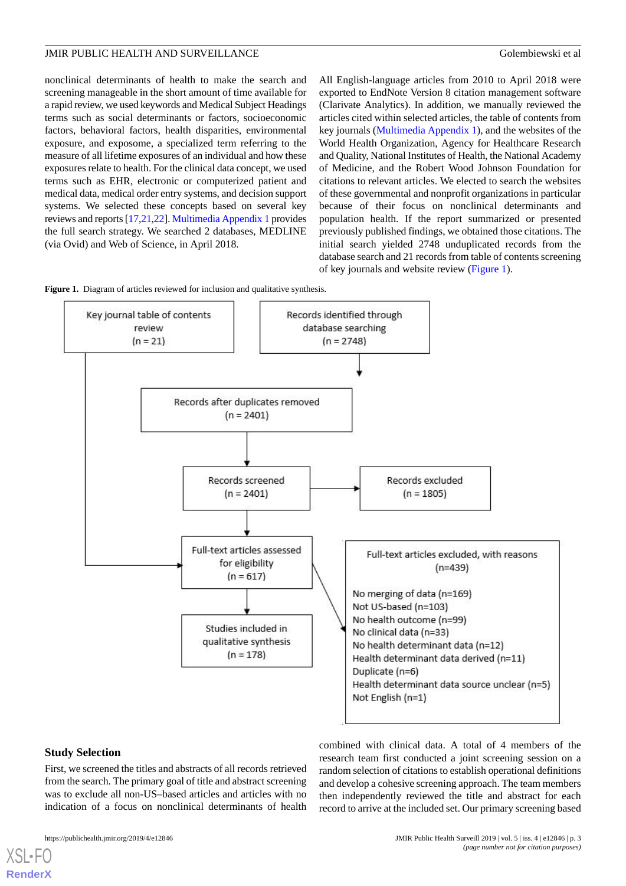nonclinical determinants of health to make the search and screening manageable in the short amount of time available for a rapid review, we used keywords and Medical Subject Headings terms such as social determinants or factors, socioeconomic factors, behavioral factors, health disparities, environmental exposure, and exposome, a specialized term referring to the measure of all lifetime exposures of an individual and how these exposures relate to health. For the clinical data concept, we used terms such as EHR, electronic or computerized patient and medical data, medical order entry systems, and decision support systems. We selected these concepts based on several key reviews and reports [17,21,22]. Multimedia Appendix 1 provides the full search strategy. We searched 2 databases, MEDLINE (via Ovid) and Web of Science, in April 2018.

All English-language articles from 2010 to April 2018 were exported to EndNote Version 8 citation management software (Clarivate Analytics). In addition, we manually reviewed the articles cited within selected articles, the table of contents from key journals (Multimedia Appendix 1), and the websites of the World Health Organization, Agency for Healthcare Research and Quality, National Institutes of Health, the National Academy of Medicine, and the Robert Wood Johnson Foundation for citations to relevant articles. We elected to search the websites of these governmental and nonprofit organizations in particular because of their focus on nonclinical determinants and population health. If the report summarized or presented previously published findings, we obtained those citations. The initial search yielded 2748 unduplicated records from the database search and 21 records from table of contents screening of key journals and website review (Figure 1).

**Figure 1.** Diagram of articles reviewed for inclusion and qualitative synthesis.

- Key journal table of contents review (n = 21)
- Records identified through database searching (n = 2748)
- Records after duplicates removed (n = 2401)
- Records screened (n = 2401)
- Records excluded (n = 1805)
- Full-text articles assessed for eligibility (n = 617)
- Full-text articles excluded, with reasons (n=439)
  - No merging of data (n=169)
  - Not US-based (n=103)
  - No health outcome (n=99)
  - No clinical data (n=33)
  - No health determinant data (n=12)
  - Health determinant data derived (n=11)
  - Duplicate (n=6)
  - Health determinant data source unclear (n=5)
  - Not English (n=1)
- Studies included in qualitative synthesis (n = 178)

## Study Selection

First, we screened the titles and abstracts of all records retrieved from the search. The primary goal of title and abstract screening was to exclude all non-US–based articles and articles with no indication of a focus on nonclinical determinants of health combined with clinical data. A total of 4 members of the research team first conducted a joint screening session on a random selection of citations to establish operational definitions and develop a cohesive screening approach. The team members then independently reviewed the title and abstract for each record to arrive at the included set. Our primary screening based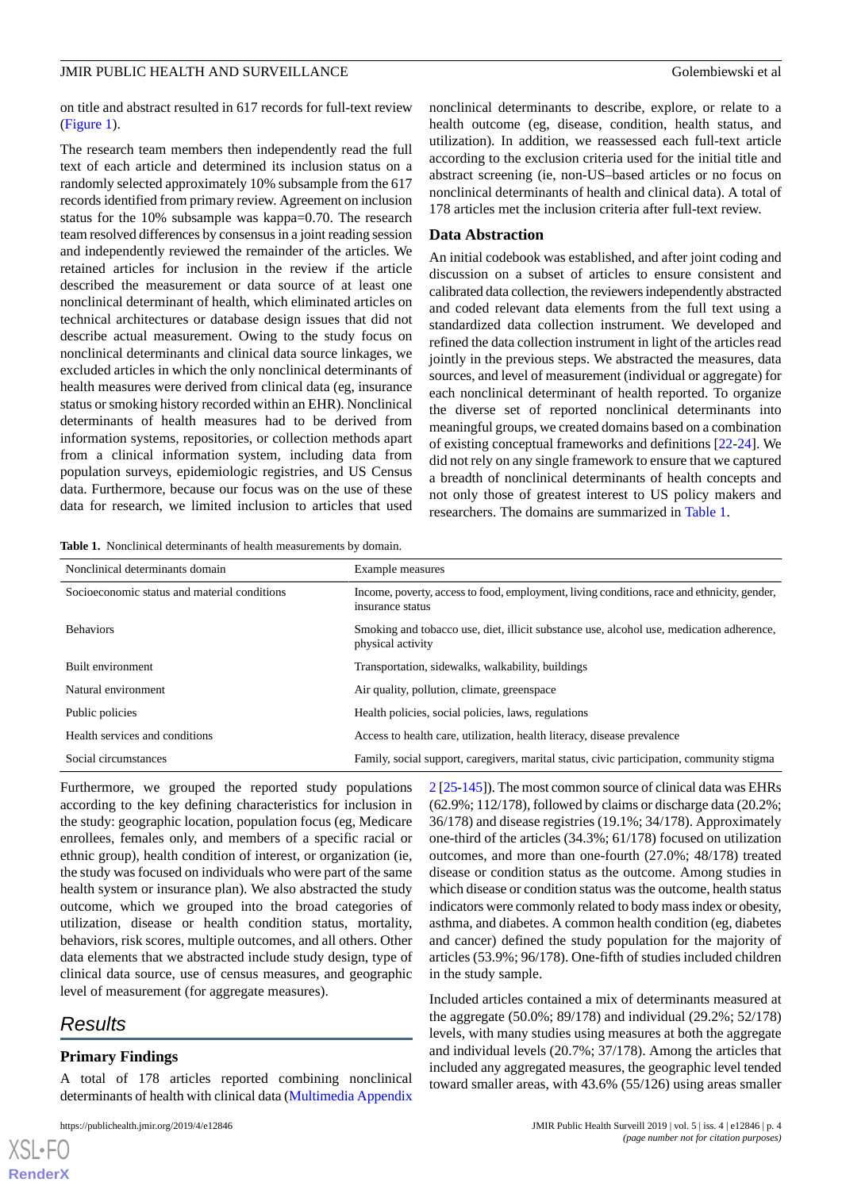on title and abstract resulted in 617 records for full-text review (Figure 1).

The research team members then independently read the full text of each article and determined its inclusion status on a randomly selected approximately 10% subsample from the 617 records identified from primary review. Agreement on inclusion status for the 10% subsample was kappa=0.70. The research team resolved differences by consensus in a joint reading session and independently reviewed the remainder of the articles. We retained articles for inclusion in the review if the article described the measurement or data source of at least one nonclinical determinant of health, which eliminated articles on technical architectures or database design issues that did not describe actual measurement. Owing to the study focus on nonclinical determinants and clinical data source linkages, we excluded articles in which the only nonclinical determinants of health measures were derived from clinical data (eg, insurance status or smoking history recorded within an EHR). Nonclinical determinants of health measures had to be derived from information systems, repositories, or collection methods apart from a clinical information system, including data from population surveys, epidemiologic registries, and US Census data. Furthermore, because our focus was on the use of these data for research, we limited inclusion to articles that used nonclinical determinants to describe, explore, or relate to a health outcome (eg, disease, condition, health status, and utilization). In addition, we reassessed each full-text article according to the exclusion criteria used for the initial title and abstract screening (ie, non-US–based articles or no focus on nonclinical determinants of health and clinical data). A total of 178 articles met the inclusion criteria after full-text review.

### Data Abstraction

An initial codebook was established, and after joint coding and discussion on a subset of articles to ensure consistent and calibrated data collection, the reviewers independently abstracted and coded relevant data elements from the full text using a standardized data collection instrument. We developed and refined the data collection instrument in light of the articles read jointly in the previous steps. We abstracted the measures, data sources, and level of measurement (individual or aggregate) for each nonclinical determinant of health reported. To organize the diverse set of reported nonclinical determinants into meaningful groups, we created domains based on a combination of existing conceptual frameworks and definitions [22-24]. We did not rely on any single framework to ensure that we captured a breadth of nonclinical determinants of health concepts and not only those of greatest interest to US policy makers and researchers. The domains are summarized in Table 1.

**Table 1.** Nonclinical determinants of health measurements by domain.

| Nonclinical determinants domain | Example measures |
|---|---|
| Socioeconomic status and material conditions | Income, poverty, access to food, employment, living conditions, race and ethnicity, gender, insurance status |
| Behaviors | Smoking and tobacco use, diet, illicit substance use, alcohol use, medication adherence, physical activity |
| Built environment | Transportation, sidewalks, walkability, buildings |
| Natural environment | Air quality, pollution, climate, greenspace |
| Public policies | Health policies, social policies, laws, regulations |
| Health services and conditions | Access to health care, utilization, health literacy, disease prevalence |
| Social circumstances | Family, social support, caregivers, marital status, civic participation, community stigma |

Furthermore, we grouped the reported study populations according to the key defining characteristics for inclusion in the study: geographic location, population focus (eg, Medicare enrollees, females only, and members of a specific racial or ethnic group), health condition of interest, or organization (ie, the study was focused on individuals who were part of the same health system or insurance plan). We also abstracted the study outcome, which we grouped into the broad categories of utilization, disease or health condition status, mortality, behaviors, risk scores, multiple outcomes, and all others. Other data elements that we abstracted include study design, type of clinical data source, use of census measures, and geographic level of measurement (for aggregate measures).

## Results

### Primary Findings

A total of 178 articles reported combining nonclinical determinants of health with clinical data (Multimedia Appendix 2 [25-145]). The most common source of clinical data was EHRs (62.9%; 112/178), followed by claims or discharge data (20.2%; 36/178) and disease registries (19.1%; 34/178). Approximately one-third of the articles (34.3%; 61/178) focused on utilization outcomes, and more than one-fourth (27.0%; 48/178) treated disease or condition status as the outcome. Among studies in which disease or condition status was the outcome, health status indicators were commonly related to body mass index or obesity, asthma, and diabetes. A common health condition (eg, diabetes and cancer) defined the study population for the majority of articles (53.9%; 96/178). One-fifth of studies included children in the study sample.

Included articles contained a mix of determinants measured at the aggregate (50.0%; 89/178) and individual (29.2%; 52/178) levels, with many studies using measures at both the aggregate and individual levels (20.7%; 37/178). Among the articles that included any aggregated measures, the geographic level tended toward smaller areas, with 43.6% (55/126) using areas smaller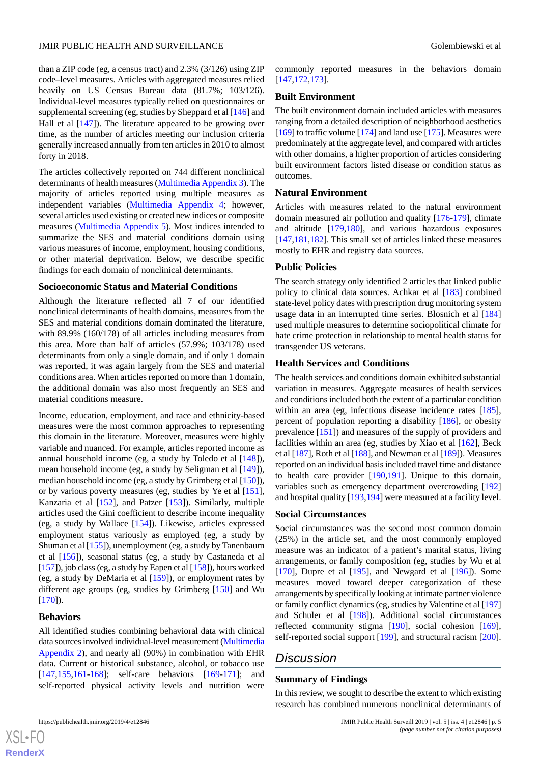than a ZIP code (eg, a census tract) and 2.3% (3/126) using ZIP code–level measures. Articles with aggregated measures relied heavily on US Census Bureau data (81.7%; 103/126). Individual-level measures typically relied on questionnaires or supplemental screening (eg, studies by Sheppard et al [146] and Hall et al [147]). The literature appeared to be growing over time, as the number of articles meeting our inclusion criteria generally increased annually from ten articles in 2010 to almost forty in 2018.

The articles collectively reported on 744 different nonclinical determinants of health measures (Multimedia Appendix 3). The majority of articles reported using multiple measures as independent variables (Multimedia Appendix 4; however, several articles used existing or created new indices or composite measures (Multimedia Appendix 5). Most indices intended to summarize the SES and material conditions domain using various measures of income, employment, housing conditions, or other material deprivation. Below, we describe specific findings for each domain of nonclinical determinants.

### Socioeconomic Status and Material Conditions

Although the literature reflected all 7 of our identified nonclinical determinants of health domains, measures from the SES and material conditions domain dominated the literature, with 89.9% (160/178) of all articles including measures from this area. More than half of articles (57.9%; 103/178) used determinants from only a single domain, and if only 1 domain was reported, it was again largely from the SES and material conditions area. When articles reported on more than 1 domain, the additional domain was also most frequently an SES and material conditions measure.

Income, education, employment, and race and ethnicity-based measures were the most common approaches to representing this domain in the literature. Moreover, measures were highly variable and nuanced. For example, articles reported income as annual household income (eg, a study by Toledo et al [148]), mean household income (eg, a study by Seligman et al [149]), median household income (eg, a study by Grimberg et al [150]), or by various poverty measures (eg, studies by Ye et al [151], Kanzaria et al [152], and Patzer [153]). Similarly, multiple articles used the Gini coefficient to describe income inequality (eg, a study by Wallace [154]). Likewise, articles expressed employment status variously as employed (eg, a study by Shuman et al [155]), unemployment (eg, a study by Tanenbaum et al [156]), seasonal status (eg, a study by Castaneda et al [157]), job class (eg, a study by Eapen et al [158]), hours worked (eg, a study by DeMaria et al [159]), or employment rates by different age groups (eg, studies by Grimberg [150] and Wu [170]).

### Behaviors

All identified studies combining behavioral data with clinical data sources involved individual-level measurement (Multimedia Appendix 2), and nearly all (90%) in combination with EHR data. Current or historical substance, alcohol, or tobacco use [147,155,161-168]; self-care behaviors [169-171]; and self-reported physical activity levels and nutrition were commonly reported measures in the behaviors domain [147,172,173].

### Built Environment

The built environment domain included articles with measures ranging from a detailed description of neighborhood aesthetics [169] to traffic volume [174] and land use [175]. Measures were predominately at the aggregate level, and compared with articles with other domains, a higher proportion of articles considering built environment factors listed disease or condition status as outcomes.

### Natural Environment

Articles with measures related to the natural environment domain measured air pollution and quality [176-179], climate and altitude [179,180], and various hazardous exposures [147,181,182]. This small set of articles linked these measures mostly to EHR and registry data sources.

### Public Policies

The search strategy only identified 2 articles that linked public policy to clinical data sources. Achkar et al [183] combined state-level policy dates with prescription drug monitoring system usage data in an interrupted time series. Blosnich et al [184] used multiple measures to determine sociopolitical climate for hate crime protection in relationship to mental health status for transgender US veterans.

### Health Services and Conditions

The health services and conditions domain exhibited substantial variation in measures. Aggregate measures of health services and conditions included both the extent of a particular condition within an area (eg, infectious disease incidence rates [185], percent of population reporting a disability [186], or obesity prevalence [151]) and measures of the supply of providers and facilities within an area (eg, studies by Xiao et al [162], Beck et al [187], Roth et al [188], and Newman et al [189]). Measures reported on an individual basis included travel time and distance to health care provider [190,191]. Unique to this domain, variables such as emergency department overcrowding [192] and hospital quality [193,194] were measured at a facility level.

### Social Circumstances

Social circumstances was the second most common domain (25%) in the article set, and the most commonly employed measure was an indicator of a patient's marital status, living arrangements, or family composition (eg, studies by Wu et al [170], Dupre et al [195], and Newgard et al [196]). Some measures moved toward deeper categorization of these arrangements by specifically looking at intimate partner violence or family conflict dynamics (eg, studies by Valentine et al [197] and Schuler et al [198]). Additional social circumstances reflected community stigma [190], social cohesion [169], self-reported social support [199], and structural racism [200].

## Discussion

### Summary of Findings

In this review, we sought to describe the extent to which existing research has combined numerous nonclinical determinants of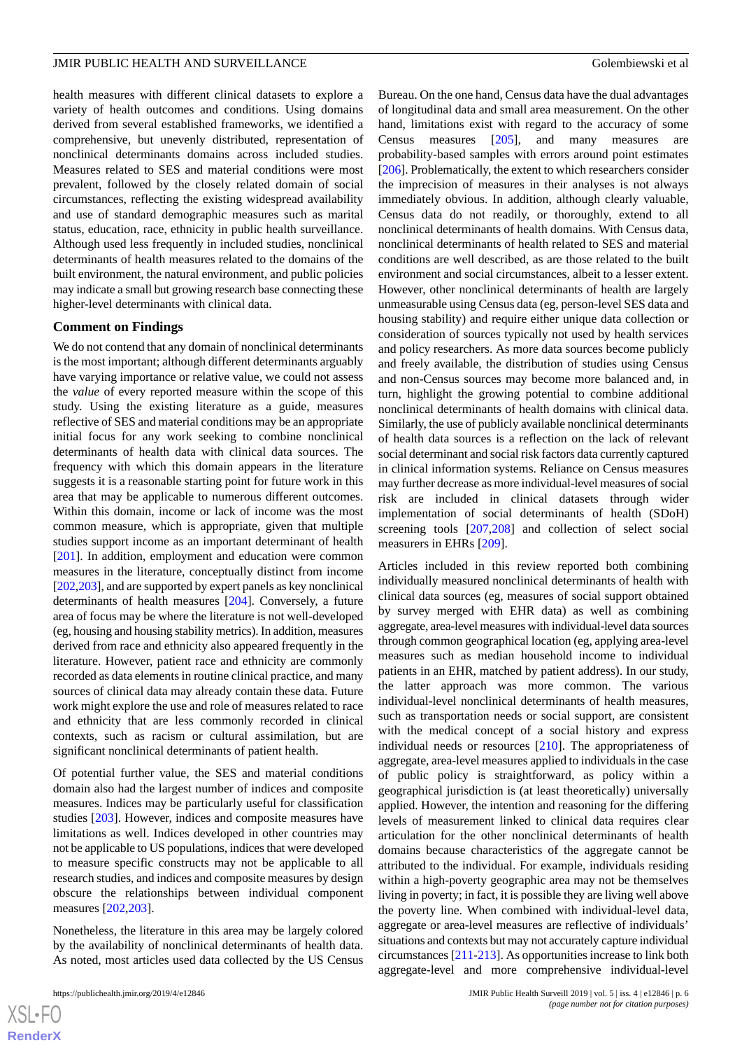health measures with different clinical datasets to explore a variety of health outcomes and conditions. Using domains derived from several established frameworks, we identified a comprehensive, but unevenly distributed, representation of nonclinical determinants domains across included studies. Measures related to SES and material conditions were most prevalent, followed by the closely related domain of social circumstances, reflecting the existing widespread availability and use of standard demographic measures such as marital status, education, race, ethnicity in public health surveillance. Although used less frequently in included studies, nonclinical determinants of health measures related to the domains of the built environment, the natural environment, and public policies may indicate a small but growing research base connecting these higher-level determinants with clinical data.

### Comment on Findings

We do not contend that any domain of nonclinical determinants is the most important; although different determinants arguably have varying importance or relative value, we could not assess the *value* of every reported measure within the scope of this study. Using the existing literature as a guide, measures reflective of SES and material conditions may be an appropriate initial focus for any work seeking to combine nonclinical determinants of health data with clinical data sources. The frequency with which this domain appears in the literature suggests it is a reasonable starting point for future work in this area that may be applicable to numerous different outcomes. Within this domain, income or lack of income was the most common measure, which is appropriate, given that multiple studies support income as an important determinant of health [201]. In addition, employment and education were common measures in the literature, conceptually distinct from income [202,203], and are supported by expert panels as key nonclinical determinants of health measures [204]. Conversely, a future area of focus may be where the literature is not well-developed (eg, housing and housing stability metrics). In addition, measures derived from race and ethnicity also appeared frequently in the literature. However, patient race and ethnicity are commonly recorded as data elements in routine clinical practice, and many sources of clinical data may already contain these data. Future work might explore the use and role of measures related to race and ethnicity that are less commonly recorded in clinical contexts, such as racism or cultural assimilation, but are significant nonclinical determinants of patient health.

Of potential further value, the SES and material conditions domain also had the largest number of indices and composite measures. Indices may be particularly useful for classification studies [203]. However, indices and composite measures have limitations as well. Indices developed in other countries may not be applicable to US populations, indices that were developed to measure specific constructs may not be applicable to all research studies, and indices and composite measures by design obscure the relationships between individual component measures [202,203].

Nonetheless, the literature in this area may be largely colored by the availability of nonclinical determinants of health data. As noted, most articles used data collected by the US Census Bureau. On the one hand, Census data have the dual advantages of longitudinal data and small area measurement. On the other hand, limitations exist with regard to the accuracy of some Census measures [205], and many measures are probability-based samples with errors around point estimates [206]. Problematically, the extent to which researchers consider the imprecision of measures in their analyses is not always immediately obvious. In addition, although clearly valuable, Census data do not readily, or thoroughly, extend to all nonclinical determinants of health domains. With Census data, nonclinical determinants of health related to SES and material conditions are well described, as are those related to the built environment and social circumstances, albeit to a lesser extent. However, other nonclinical determinants of health are largely unmeasurable using Census data (eg, person-level SES data and housing stability) and require either unique data collection or consideration of sources typically not used by health services and policy researchers. As more data sources become publicly and freely available, the distribution of studies using Census and non-Census sources may become more balanced and, in turn, highlight the growing potential to combine additional nonclinical determinants of health domains with clinical data. Similarly, the use of publicly available nonclinical determinants of health data sources is a reflection on the lack of relevant social determinant and social risk factors data currently captured in clinical information systems. Reliance on Census measures may further decrease as more individual-level measures of social risk are included in clinical datasets through wider implementation of social determinants of health (SDoH) screening tools [207,208] and collection of select social measurers in EHRs [209].

Articles included in this review reported both combining individually measured nonclinical determinants of health with clinical data sources (eg, measures of social support obtained by survey merged with EHR data) as well as combining aggregate, area-level measures with individual-level data sources through common geographical location (eg, applying area-level measures such as median household income to individual patients in an EHR, matched by patient address). In our study, the latter approach was more common. The various individual-level nonclinical determinants of health measures, such as transportation needs or social support, are consistent with the medical concept of a social history and express individual needs or resources [210]. The appropriateness of aggregate, area-level measures applied to individuals in the case of public policy is straightforward, as policy within a geographical jurisdiction is (at least theoretically) universally applied. However, the intention and reasoning for the differing levels of measurement linked to clinical data requires clear articulation for the other nonclinical determinants of health domains because characteristics of the aggregate cannot be attributed to the individual. For example, individuals residing within a high-poverty geographic area may not be themselves living in poverty; in fact, it is possible they are living well above the poverty line. When combined with individual-level data, aggregate or area-level measures are reflective of individuals' situations and contexts but may not accurately capture individual circumstances [211-213]. As opportunities increase to link both aggregate-level and more comprehensive individual-level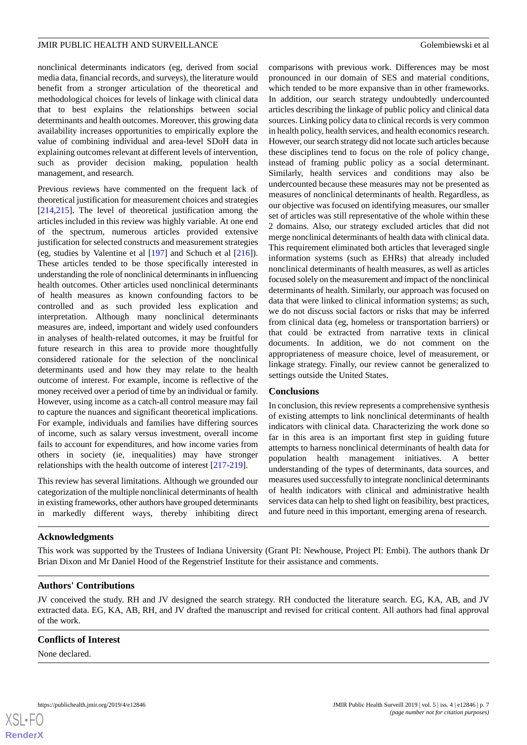nonclinical determinants indicators (eg, derived from social media data, financial records, and surveys), the literature would benefit from a stronger articulation of the theoretical and methodological choices for levels of linkage with clinical data that to best explains the relationships between social determinants and health outcomes. Moreover, this growing data availability increases opportunities to empirically explore the value of combining individual and area-level SDoH data in explaining outcomes relevant at different levels of intervention, such as provider decision making, population health management, and research.

Previous reviews have commented on the frequent lack of theoretical justification for measurement choices and strategies [214,215]. The level of theoretical justification among the articles included in this review was highly variable. At one end of the spectrum, numerous articles provided extensive justification for selected constructs and measurement strategies (eg, studies by Valentine et al [197] and Schuch et al [216]). These articles tended to be those specifically interested in understanding the role of nonclinical determinants in influencing health outcomes. Other articles used nonclinical determinants of health measures as known confounding factors to be controlled and as such provided less explication and interpretation. Although many nonclinical determinants measures are, indeed, important and widely used confounders in analyses of health-related outcomes, it may be fruitful for future research in this area to provide more thoughtfully considered rationale for the selection of the nonclinical determinants used and how they may relate to the health outcome of interest. For example, income is reflective of the money received over a period of time by an individual or family. However, using income as a catch-all control measure may fail to capture the nuances and significant theoretical implications. For example, individuals and families have differing sources of income, such as salary versus investment, overall income fails to account for expenditures, and how income varies from others in society (ie, inequalities) may have stronger relationships with the health outcome of interest [217-219].

This review has several limitations. Although we grounded our categorization of the multiple nonclinical determinants of health in existing frameworks, other authors have grouped determinants in markedly different ways, thereby inhibiting direct comparisons with previous work. Differences may be most pronounced in our domain of SES and material conditions, which tended to be more expansive than in other frameworks. In addition, our search strategy undoubtedly undercounted articles describing the linkage of public policy and clinical data sources. Linking policy data to clinical records is very common in health policy, health services, and health economics research. However, our search strategy did not locate such articles because these disciplines tend to focus on the role of policy change, instead of framing public policy as a social determinant. Similarly, health services and conditions may also be undercounted because these measures may not be presented as measures of nonclinical determinants of health. Regardless, as our objective was focused on identifying measures, our smaller set of articles was still representative of the whole within these 2 domains. Also, our strategy excluded articles that did not merge nonclinical determinants of health data with clinical data. This requirement eliminated both articles that leveraged single information systems (such as EHRs) that already included nonclinical determinants of health measures, as well as articles focused solely on the measurement and impact of the nonclinical determinants of health. Similarly, our approach was focused on data that were linked to clinical information systems; as such, we do not discuss social factors or risks that may be inferred from clinical data (eg, homeless or transportation barriers) or that could be extracted from narrative texts in clinical documents. In addition, we do not comment on the appropriateness of measure choice, level of measurement, or linkage strategy. Finally, our review cannot be generalized to settings outside the United States.

## Conclusions

In conclusion, this review represents a comprehensive synthesis of existing attempts to link nonclinical determinants of health indicators with clinical data. Characterizing the work done so far in this area is an important first step in guiding future attempts to harness nonclinical determinants of health data for population health management initiatives. A better understanding of the types of determinants, data sources, and measures used successfully to integrate nonclinical determinants of health indicators with clinical and administrative health services data can help to shed light on feasibility, best practices, and future need in this important, emerging arena of research.

## Acknowledgments

This work was supported by the Trustees of Indiana University (Grant PI: Newhouse, Project PI: Embi). The authors thank Dr Brian Dixon and Mr Daniel Hood of the Regenstrief Institute for their assistance and comments.

## Authors' Contributions

JV conceived the study. RH and JV designed the search strategy. RH conducted the literature search. EG, KA, AB, and JV extracted data. EG, KA, AB, RH, and JV drafted the manuscript and revised for critical content. All authors had final approval of the work.

## Conflicts of Interest

None declared.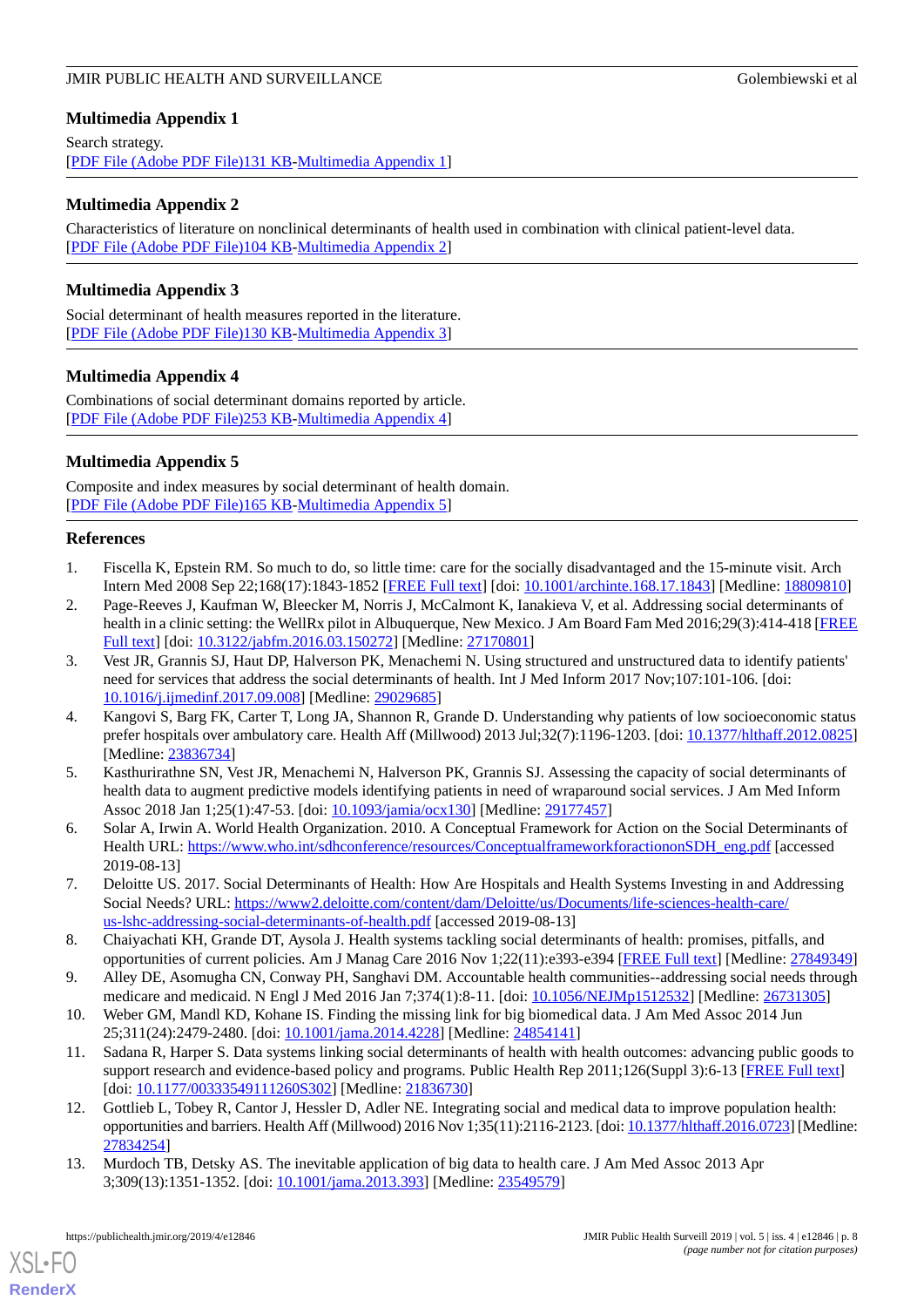## Multimedia Appendix 1

Search strategy.

[PDF File (Adobe PDF File)131 KB-Multimedia Appendix 1]

## Multimedia Appendix 2

Characteristics of literature on nonclinical determinants of health used in combination with clinical patient-level data.

[PDF File (Adobe PDF File)104 KB-Multimedia Appendix 2]

## Multimedia Appendix 3

Social determinant of health measures reported in the literature.

[PDF File (Adobe PDF File)130 KB-Multimedia Appendix 3]

## Multimedia Appendix 4

Combinations of social determinant domains reported by article.

[PDF File (Adobe PDF File)253 KB-Multimedia Appendix 4]

## Multimedia Appendix 5

Composite and index measures by social determinant of health domain.

[PDF File (Adobe PDF File)165 KB-Multimedia Appendix 5]

## References

1. Fiscella K, Epstein RM. So much to do, so little time: care for the socially disadvantaged and the 15-minute visit. Arch Intern Med 2008 Sep 22;168(17):1843-1852 [FREE Full text] [doi: 10.1001/archinte.168.17.1843] [Medline: 18809810]
2. Page-Reeves J, Kaufman W, Bleecker M, Norris J, McCalmont K, Ianakieva V, et al. Addressing social determinants of health in a clinic setting: the WellRx pilot in Albuquerque, New Mexico. J Am Board Fam Med 2016;29(3):414-418 [FREE Full text] [doi: 10.3122/jabfm.2016.03.150272] [Medline: 27170801]
3. Vest JR, Grannis SJ, Haut DP, Halverson PK, Menachemi N. Using structured and unstructured data to identify patients' need for services that address the social determinants of health. Int J Med Inform 2017 Nov;107:101-106. [doi: 10.1016/j.ijmedinf.2017.09.008] [Medline: 29029685]
4. Kangovi S, Barg FK, Carter T, Long JA, Shannon R, Grande D. Understanding why patients of low socioeconomic status prefer hospitals over ambulatory care. Health Aff (Millwood) 2013 Jul;32(7):1196-1203. [doi: 10.1377/hlthaff.2012.0825] [Medline: 23836734]
5. Kasthurirathne SN, Vest JR, Menachemi N, Halverson PK, Grannis SJ. Assessing the capacity of social determinants of health data to augment predictive models identifying patients in need of wraparound social services. J Am Med Inform Assoc 2018 Jan 1;25(1):47-53. [doi: 10.1093/jamia/ocx130] [Medline: 29177457]
6. Solar A, Irwin A. World Health Organization. 2010. A Conceptual Framework for Action on the Social Determinants of Health URL: https://www.who.int/sdhconference/resources/ConceptualframeworkforactiononSDH_eng.pdf [accessed 2019-08-13]
7. Deloitte US. 2017. Social Determinants of Health: How Are Hospitals and Health Systems Investing in and Addressing Social Needs? URL: https://www2.deloitte.com/content/dam/Deloitte/us/Documents/life-sciences-health-care/us-lshc-addressing-social-determinants-of-health.pdf [accessed 2019-08-13]
8. Chaiyachati KH, Grande DT, Aysola J. Health systems tackling social determinants of health: promises, pitfalls, and opportunities of current policies. Am J Manag Care 2016 Nov 1;22(11):e393-e394 [FREE Full text] [Medline: 27849349]
9. Alley DE, Asomugha CN, Conway PH, Sanghavi DM. Accountable health communities--addressing social needs through medicare and medicaid. N Engl J Med 2016 Jan 7;374(1):8-11. [doi: 10.1056/NEJMp1512532] [Medline: 26731305]
10. Weber GM, Mandl KD, Kohane IS. Finding the missing link for big biomedical data. J Am Med Assoc 2014 Jun 25;311(24):2479-2480. [doi: 10.1001/jama.2014.4228] [Medline: 24854141]
11. Sadana R, Harper S. Data systems linking social determinants of health with health outcomes: advancing public goods to support research and evidence-based policy and programs. Public Health Rep 2011;126(Suppl 3):6-13 [FREE Full text] [doi: 10.1177/00333549111260S302] [Medline: 21836730]
12. Gottlieb L, Tobey R, Cantor J, Hessler D, Adler NE. Integrating social and medical data to improve population health: opportunities and barriers. Health Aff (Millwood) 2016 Nov 1;35(11):2116-2123. [doi: 10.1377/hlthaff.2016.0723] [Medline: 27834254]
13. Murdoch TB, Detsky AS. The inevitable application of big data to health care. J Am Med Assoc 2013 Apr 3;309(13):1351-1352. [doi: 10.1001/jama.2013.393] [Medline: 23549579]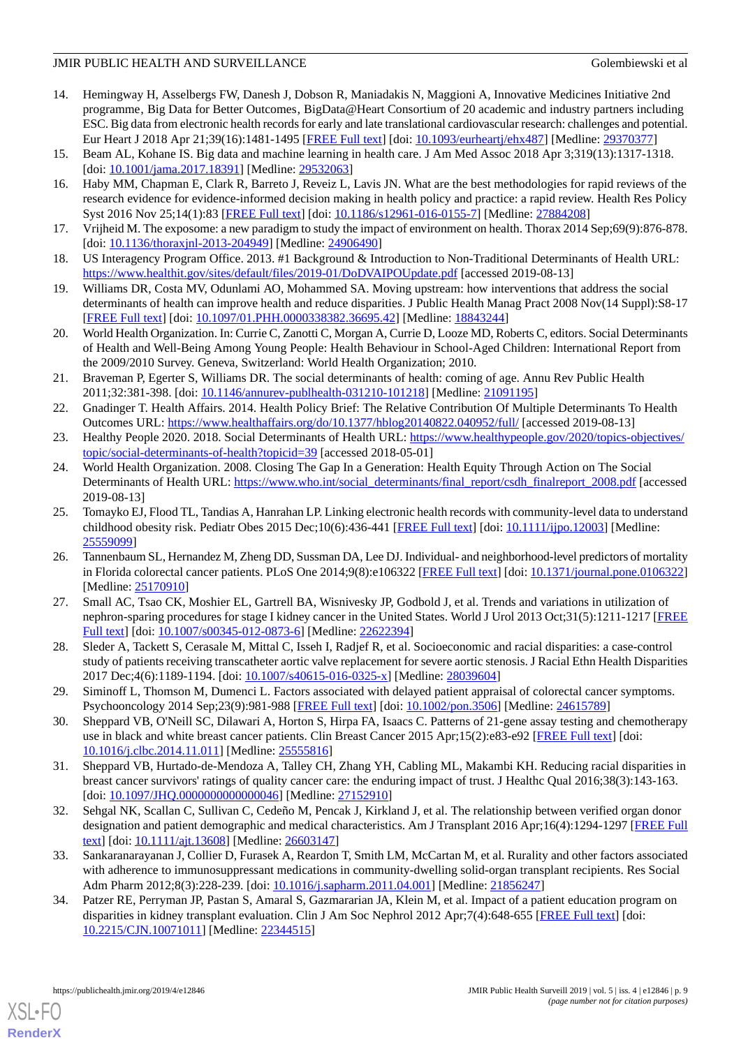14. Hemingway H, Asselbergs FW, Danesh J, Dobson R, Maniadakis N, Maggioni A, Innovative Medicines Initiative 2nd programme, Big Data for Better Outcomes, BigData@Heart Consortium of 20 academic and industry partners including ESC. Big data from electronic health records for early and late translational cardiovascular research: challenges and potential. Eur Heart J 2018 Apr 21;39(16):1481-1495 [FREE Full text] [doi: 10.1093/eurheartj/ehx487] [Medline: 29370377]
15. Beam AL, Kohane IS. Big data and machine learning in health care. J Am Med Assoc 2018 Apr 3;319(13):1317-1318. [doi: 10.1001/jama.2017.18391] [Medline: 29532063]
16. Haby MM, Chapman E, Clark R, Barreto J, Reveiz L, Lavis JN. What are the best methodologies for rapid reviews of the research evidence for evidence-informed decision making in health policy and practice: a rapid review. Health Res Policy Syst 2016 Nov 25;14(1):83 [FREE Full text] [doi: 10.1186/s12961-016-0155-7] [Medline: 27884208]
17. Vrijheid M. The exposome: a new paradigm to study the impact of environment on health. Thorax 2014 Sep;69(9):876-878. [doi: 10.1136/thoraxjnl-2013-204949] [Medline: 24906490]
18. US Interagency Program Office. 2013. #1 Background & Introduction to Non-Traditional Determinants of Health URL: https://www.healthit.gov/sites/default/files/2019-01/DoDVAIPOUpdate.pdf [accessed 2019-08-13]
19. Williams DR, Costa MV, Odunlami AO, Mohammed SA. Moving upstream: how interventions that address the social determinants of health can improve health and reduce disparities. J Public Health Manag Pract 2008 Nov(14 Suppl):S8-17 [FREE Full text] [doi: 10.1097/01.PHH.0000338382.36695.42] [Medline: 18843244]
20. World Health Organization. In: Currie C, Zanotti C, Morgan A, Currie D, Looze MD, Roberts C, editors. Social Determinants of Health and Well-Being Among Young People: Health Behaviour in School-Aged Children: International Report from the 2009/2010 Survey. Geneva, Switzerland: World Health Organization; 2010.
21. Braveman P, Egerter S, Williams DR. The social determinants of health: coming of age. Annu Rev Public Health 2011;32:381-398. [doi: 10.1146/annurev-publhealth-031210-101218] [Medline: 21091195]
22. Gnadinger T. Health Affairs. 2014. Health Policy Brief: The Relative Contribution Of Multiple Determinants To Health Outcomes URL: https://www.healthaffairs.org/do/10.1377/hblog20140822.040952/full/ [accessed 2019-08-13]
23. Healthy People 2020. 2018. Social Determinants of Health URL: https://www.healthypeople.gov/2020/topics-objectives/topic/social-determinants-of-health?topicid=39 [accessed 2018-05-01]
24. World Health Organization. 2008. Closing The Gap In a Generation: Health Equity Through Action on The Social Determinants of Health URL: https://www.who.int/social_determinants/final_report/csdh_finalreport_2008.pdf [accessed 2019-08-13]
25. Tomayko EJ, Flood TL, Tandias A, Hanrahan LP. Linking electronic health records with community-level data to understand childhood obesity risk. Pediatr Obes 2015 Dec;10(6):436-441 [FREE Full text] [doi: 10.1111/ijpo.12003] [Medline: 25559099]
26. Tannenbaum SL, Hernandez M, Zheng DD, Sussman DA, Lee DJ. Individual- and neighborhood-level predictors of mortality in Florida colorectal cancer patients. PLoS One 2014;9(8):e106322 [FREE Full text] [doi: 10.1371/journal.pone.0106322] [Medline: 25170910]
27. Small AC, Tsao CK, Moshier EL, Gartrell BA, Wisnivesky JP, Godbold J, et al. Trends and variations in utilization of nephron-sparing procedures for stage I kidney cancer in the United States. World J Urol 2013 Oct;31(5):1211-1217 [FREE Full text] [doi: 10.1007/s00345-012-0873-6] [Medline: 22622394]
28. Sleder A, Tackett S, Cerasale M, Mittal C, Isseh I, Radjef R, et al. Socioeconomic and racial disparities: a case-control study of patients receiving transcatheter aortic valve replacement for severe aortic stenosis. J Racial Ethn Health Disparities 2017 Dec;4(6):1189-1194. [doi: 10.1007/s40615-016-0325-x] [Medline: 28039604]
29. Siminoff L, Thomson M, Dumenci L. Factors associated with delayed patient appraisal of colorectal cancer symptoms. Psychooncology 2014 Sep;23(9):981-988 [FREE Full text] [doi: 10.1002/pon.3506] [Medline: 24615789]
30. Sheppard VB, O'Neill SC, Dilawari A, Horton S, Hirpa FA, Isaacs C. Patterns of 21-gene assay testing and chemotherapy use in black and white breast cancer patients. Clin Breast Cancer 2015 Apr;15(2):e83-e92 [FREE Full text] [doi: 10.1016/j.clbc.2014.11.011] [Medline: 25555816]
31. Sheppard VB, Hurtado-de-Mendoza A, Talley CH, Zhang YH, Cabling ML, Makambi KH. Reducing racial disparities in breast cancer survivors' ratings of quality cancer care: the enduring impact of trust. J Healthc Qual 2016;38(3):143-163. [doi: 10.1097/JHQ.0000000000000046] [Medline: 27152910]
32. Sehgal NK, Scallan C, Sullivan C, Cedeño M, Pencak J, Kirkland J, et al. The relationship between verified organ donor designation and patient demographic and medical characteristics. Am J Transplant 2016 Apr;16(4):1294-1297 [FREE Full text] [doi: 10.1111/ajt.13608] [Medline: 26603147]
33. Sankaranarayanan J, Collier D, Furasek A, Reardon T, Smith LM, McCartan M, et al. Rurality and other factors associated with adherence to immunosuppressant medications in community-dwelling solid-organ transplant recipients. Res Social Adm Pharm 2012;8(3):228-239. [doi: 10.1016/j.sapharm.2011.04.001] [Medline: 21856247]
34. Patzer RE, Perryman JP, Pastan S, Amaral S, Gazmararian JA, Klein M, et al. Impact of a patient education program on disparities in kidney transplant evaluation. Clin J Am Soc Nephrol 2012 Apr;7(4):648-655 [FREE Full text] [doi: 10.2215/CJN.10071011] [Medline: 22344515]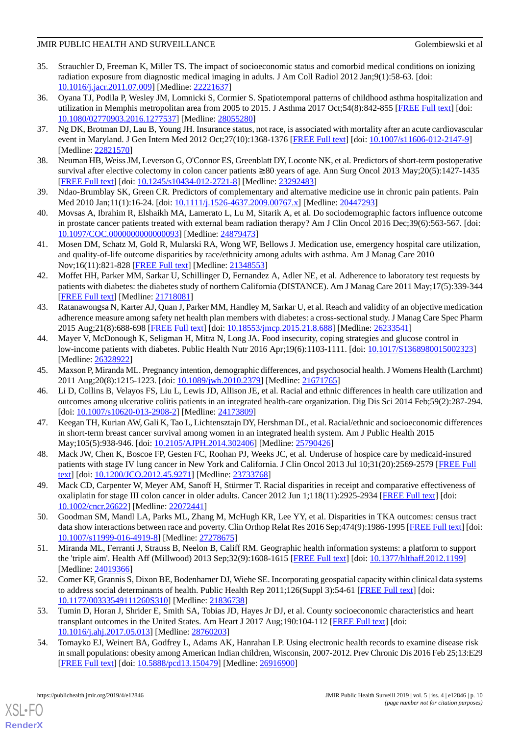35. Strauchler D, Freeman K, Miller TS. The impact of socioeconomic status and comorbid medical conditions on ionizing radiation exposure from diagnostic medical imaging in adults. J Am Coll Radiol 2012 Jan;9(1):58-63. [doi: 10.1016/j.jacr.2011.07.009] [Medline: 22221637]
36. Oyana TJ, Podila P, Wesley JM, Lomnicki S, Cormier S. Spatiotemporal patterns of childhood asthma hospitalization and utilization in Memphis metropolitan area from 2005 to 2015. J Asthma 2017 Oct;54(8):842-855 [FREE Full text] [doi: 10.1080/02770903.2016.1277537] [Medline: 28055280]
37. Ng DK, Brotman DJ, Lau B, Young JH. Insurance status, not race, is associated with mortality after an acute cardiovascular event in Maryland. J Gen Intern Med 2012 Oct;27(10):1368-1376 [FREE Full text] [doi: 10.1007/s11606-012-2147-9] [Medline: 22821570]
38. Neuman HB, Weiss JM, Leverson G, O'Connor ES, Greenblatt DY, Loconte NK, et al. Predictors of short-term postoperative survival after elective colectomy in colon cancer patients ≥80 years of age. Ann Surg Oncol 2013 May;20(5):1427-1435 [FREE Full text] [doi: 10.1245/s10434-012-2721-8] [Medline: 23292483]
39. Ndao-Brumblay SK, Green CR. Predictors of complementary and alternative medicine use in chronic pain patients. Pain Med 2010 Jan;11(1):16-24. [doi: 10.1111/j.1526-4637.2009.00767.x] [Medline: 20447293]
40. Movsas A, Ibrahim R, Elshaikh MA, Lamerato L, Lu M, Sitarik A, et al. Do sociodemographic factors influence outcome in prostate cancer patients treated with external beam radiation therapy? Am J Clin Oncol 2016 Dec;39(6):563-567. [doi: 10.1097/COC.0000000000000093] [Medline: 24879473]
41. Mosen DM, Schatz M, Gold R, Mularski RA, Wong WF, Bellows J. Medication use, emergency hospital care utilization, and quality-of-life outcome disparities by race/ethnicity among adults with asthma. Am J Manag Care 2010 Nov;16(11):821-828 [FREE Full text] [Medline: 21348553]
42. Moffet HH, Parker MM, Sarkar U, Schillinger D, Fernandez A, Adler NE, et al. Adherence to laboratory test requests by patients with diabetes: the diabetes study of northern California (DISTANCE). Am J Manag Care 2011 May;17(5):339-344 [FREE Full text] [Medline: 21718081]
43. Ratanawongsa N, Karter AJ, Quan J, Parker MM, Handley M, Sarkar U, et al. Reach and validity of an objective medication adherence measure among safety net health plan members with diabetes: a cross-sectional study. J Manag Care Spec Pharm 2015 Aug;21(8):688-698 [FREE Full text] [doi: 10.18553/jmcp.2015.21.8.688] [Medline: 26233541]
44. Mayer V, McDonough K, Seligman H, Mitra N, Long JA. Food insecurity, coping strategies and glucose control in low-income patients with diabetes. Public Health Nutr 2016 Apr;19(6):1103-1111. [doi: 10.1017/S1368980015002323] [Medline: 26328922]
45. Maxson P, Miranda ML. Pregnancy intention, demographic differences, and psychosocial health. J Womens Health (Larchmt) 2011 Aug;20(8):1215-1223. [doi: 10.1089/jwh.2010.2379] [Medline: 21671765]
46. Li D, Collins B, Velayos FS, Liu L, Lewis JD, Allison JE, et al. Racial and ethnic differences in health care utilization and outcomes among ulcerative colitis patients in an integrated health-care organization. Dig Dis Sci 2014 Feb;59(2):287-294. [doi: 10.1007/s10620-013-2908-2] [Medline: 24173809]
47. Keegan TH, Kurian AW, Gali K, Tao L, Lichtensztajn DY, Hershman DL, et al. Racial/ethnic and socioeconomic differences in short-term breast cancer survival among women in an integrated health system. Am J Public Health 2015 May;105(5):938-946. [doi: 10.2105/AJPH.2014.302406] [Medline: 25790426]
48. Mack JW, Chen K, Boscoe FP, Gesten FC, Roohan PJ, Weeks JC, et al. Underuse of hospice care by medicaid-insured patients with stage IV lung cancer in New York and California. J Clin Oncol 2013 Jul 10;31(20):2569-2579 [FREE Full text] [doi: 10.1200/JCO.2012.45.9271] [Medline: 23733768]
49. Mack CD, Carpenter W, Meyer AM, Sanoff H, Stürmer T. Racial disparities in receipt and comparative effectiveness of oxaliplatin for stage III colon cancer in older adults. Cancer 2012 Jun 1;118(11):2925-2934 [FREE Full text] [doi: 10.1002/cncr.26622] [Medline: 22072441]
50. Goodman SM, Mandl LA, Parks ML, Zhang M, McHugh KR, Lee YY, et al. Disparities in TKA outcomes: census tract data show interactions between race and poverty. Clin Orthop Relat Res 2016 Sep;474(9):1986-1995 [FREE Full text] [doi: 10.1007/s11999-016-4919-8] [Medline: 27278675]
51. Miranda ML, Ferranti J, Strauss B, Neelon B, Califf RM. Geographic health information systems: a platform to support the 'triple aim'. Health Aff (Millwood) 2013 Sep;32(9):1608-1615 [FREE Full text] [doi: 10.1377/hlthaff.2012.1199] [Medline: 24019366]
52. Comer KF, Grannis S, Dixon BE, Bodenhamer DJ, Wiehe SE. Incorporating geospatial capacity within clinical data systems to address social determinants of health. Public Health Rep 2011;126(Suppl 3):54-61 [FREE Full text] [doi: 10.1177/00333549111260S310] [Medline: 21836738]
53. Tumin D, Horan J, Shrider E, Smith SA, Tobias JD, Hayes Jr DJ, et al. County socioeconomic characteristics and heart transplant outcomes in the United States. Am Heart J 2017 Aug;190:104-112 [FREE Full text] [doi: 10.1016/j.ahj.2017.05.013] [Medline: 28760203]
54. Tomayko EJ, Weinert BA, Godfrey L, Adams AK, Hanrahan LP. Using electronic health records to examine disease risk in small populations: obesity among American Indian children, Wisconsin, 2007-2012. Prev Chronic Dis 2016 Feb 25;13:E29 [FREE Full text] [doi: 10.5888/pcd13.150479] [Medline: 26916900]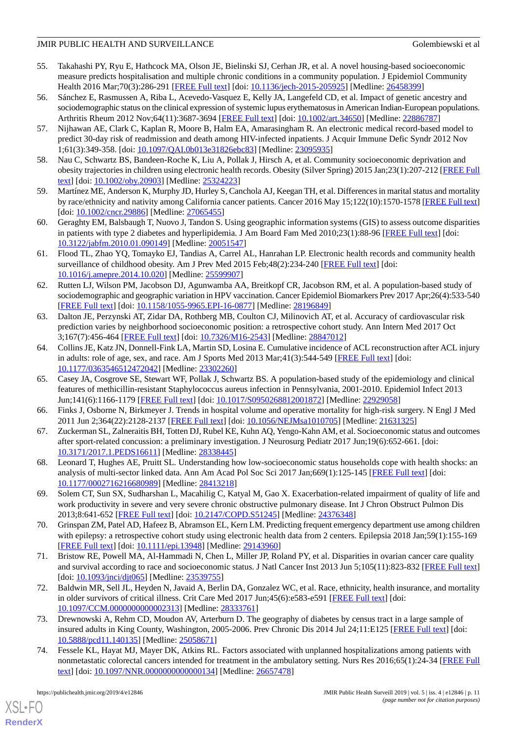55. Takahashi PY, Ryu E, Hathcock MA, Olson JE, Bielinski SJ, Cerhan JR, et al. A novel housing-based socioeconomic measure predicts hospitalisation and multiple chronic conditions in a community population. J Epidemiol Community Health 2016 Mar;70(3):286-291 [FREE Full text] [doi: 10.1136/jech-2015-205925] [Medline: 26458399]
56. Sánchez E, Rasmussen A, Riba L, Acevedo-Vasquez E, Kelly JA, Langefeld CD, et al. Impact of genetic ancestry and sociodemographic status on the clinical expression of systemic lupus erythematosus in American Indian-European populations. Arthritis Rheum 2012 Nov;64(11):3687-3694 [FREE Full text] [doi: 10.1002/art.34650] [Medline: 22886787]
57. Nijhawan AE, Clark C, Kaplan R, Moore B, Halm EA, Amarasingham R. An electronic medical record-based model to predict 30-day risk of readmission and death among HIV-infected inpatients. J Acquir Immune Defic Syndr 2012 Nov 1;61(3):349-358. [doi: 10.1097/QAI.0b013e31826ebc83] [Medline: 23095935]
58. Nau C, Schwartz BS, Bandeen-Roche K, Liu A, Pollak J, Hirsch A, et al. Community socioeconomic deprivation and obesity trajectories in children using electronic health records. Obesity (Silver Spring) 2015 Jan;23(1):207-212 [FREE Full text] [doi: 10.1002/oby.20903] [Medline: 25324223]
59. Martínez ME, Anderson K, Murphy JD, Hurley S, Canchola AJ, Keegan TH, et al. Differences in marital status and mortality by race/ethnicity and nativity among California cancer patients. Cancer 2016 May 15;122(10):1570-1578 [FREE Full text] [doi: 10.1002/cncr.29886] [Medline: 27065455]
60. Geraghty EM, Balsbaugh T, Nuovo J, Tandon S. Using geographic information systems (GIS) to assess outcome disparities in patients with type 2 diabetes and hyperlipidemia. J Am Board Fam Med 2010;23(1):88-96 [FREE Full text] [doi: 10.3122/jabfm.2010.01.090149] [Medline: 20051547]
61. Flood TL, Zhao YQ, Tomayko EJ, Tandias A, Carrel AL, Hanrahan LP. Electronic health records and community health surveillance of childhood obesity. Am J Prev Med 2015 Feb;48(2):234-240 [FREE Full text] [doi: 10.1016/j.amepre.2014.10.020] [Medline: 25599907]
62. Rutten LJ, Wilson PM, Jacobson DJ, Agunwamba AA, Breitkopf CR, Jacobson RM, et al. A population-based study of sociodemographic and geographic variation in HPV vaccination. Cancer Epidemiol Biomarkers Prev 2017 Apr;26(4):533-540 [FREE Full text] [doi: 10.1158/1055-9965.EPI-16-0877] [Medline: 28196849]
63. Dalton JE, Perzynski AT, Zidar DA, Rothberg MB, Coulton CJ, Milinovich AT, et al. Accuracy of cardiovascular risk prediction varies by neighborhood socioeconomic position: a retrospective cohort study. Ann Intern Med 2017 Oct 3;167(7):456-464 [FREE Full text] [doi: 10.7326/M16-2543] [Medline: 28847012]
64. Collins JE, Katz JN, Donnell-Fink LA, Martin SD, Losina E. Cumulative incidence of ACL reconstruction after ACL injury in adults: role of age, sex, and race. Am J Sports Med 2013 Mar;41(3):544-549 [FREE Full text] [doi: 10.1177/0363546512472042] [Medline: 23302260]
65. Casey JA, Cosgrove SE, Stewart WF, Pollak J, Schwartz BS. A population-based study of the epidemiology and clinical features of methicillin-resistant Staphylococcus aureus infection in Pennsylvania, 2001-2010. Epidemiol Infect 2013 Jun;141(6):1166-1179 [FREE Full text] [doi: 10.1017/S0950268812001872] [Medline: 22929058]
66. Finks J, Osborne N, Birkmeyer J. Trends in hospital volume and operative mortality for high-risk surgery. N Engl J Med 2011 Jun 2;364(22):2128-2137 [FREE Full text] [doi: 10.1056/NEJMsa1010705] [Medline: 21631325]
67. Zuckerman SL, Zalneraitis BH, Totten DJ, Rubel KE, Kuhn AQ, Yengo-Kahn AM, et al. Socioeconomic status and outcomes after sport-related concussion: a preliminary investigation. J Neurosurg Pediatr 2017 Jun;19(6):652-661. [doi: 10.3171/2017.1.PEDS16611] [Medline: 28338445]
68. Leonard T, Hughes AE, Pruitt SL. Understanding how low-socioeconomic status households cope with health shocks: an analysis of multi-sector linked data. Ann Am Acad Pol Soc Sci 2017 Jan;669(1):125-145 [FREE Full text] [doi: 10.1177/0002716216680989] [Medline: 28413218]
69. Solem CT, Sun SX, Sudharshan L, Macahilig C, Katyal M, Gao X. Exacerbation-related impairment of quality of life and work productivity in severe and very severe chronic obstructive pulmonary disease. Int J Chron Obstruct Pulmon Dis 2013;8:641-652 [FREE Full text] [doi: 10.2147/COPD.S51245] [Medline: 24376348]
70. Grinspan ZM, Patel AD, Hafeez B, Abramson EL, Kern LM. Predicting frequent emergency department use among children with epilepsy: a retrospective cohort study using electronic health data from 2 centers. Epilepsia 2018 Jan;59(1):155-169 [FREE Full text] [doi: 10.1111/epi.13948] [Medline: 29143960]
71. Bristow RE, Powell MA, Al-Hammadi N, Chen L, Miller JP, Roland PY, et al. Disparities in ovarian cancer care quality and survival according to race and socioeconomic status. J Natl Cancer Inst 2013 Jun 5;105(11):823-832 [FREE Full text] [doi: 10.1093/jnci/djt065] [Medline: 23539755]
72. Baldwin MR, Sell JL, Heyden N, Javaid A, Berlin DA, Gonzalez WC, et al. Race, ethnicity, health insurance, and mortality in older survivors of critical illness. Crit Care Med 2017 Jun;45(6):e583-e591 [FREE Full text] [doi: 10.1097/CCM.0000000000002313] [Medline: 28333761]
73. Drewnowski A, Rehm CD, Moudon AV, Arterburn D. The geography of diabetes by census tract in a large sample of insured adults in King County, Washington, 2005-2006. Prev Chronic Dis 2014 Jul 24;11:E125 [FREE Full text] [doi: 10.5888/pcd11.140135] [Medline: 25058671]
74. Fessele KL, Hayat MJ, Mayer DK, Atkins RL. Factors associated with unplanned hospitalizations among patients with nonmetastatic colorectal cancers intended for treatment in the ambulatory setting. Nurs Res 2016;65(1):24-34 [FREE Full text] [doi: 10.1097/NNR.0000000000000134] [Medline: 26657478]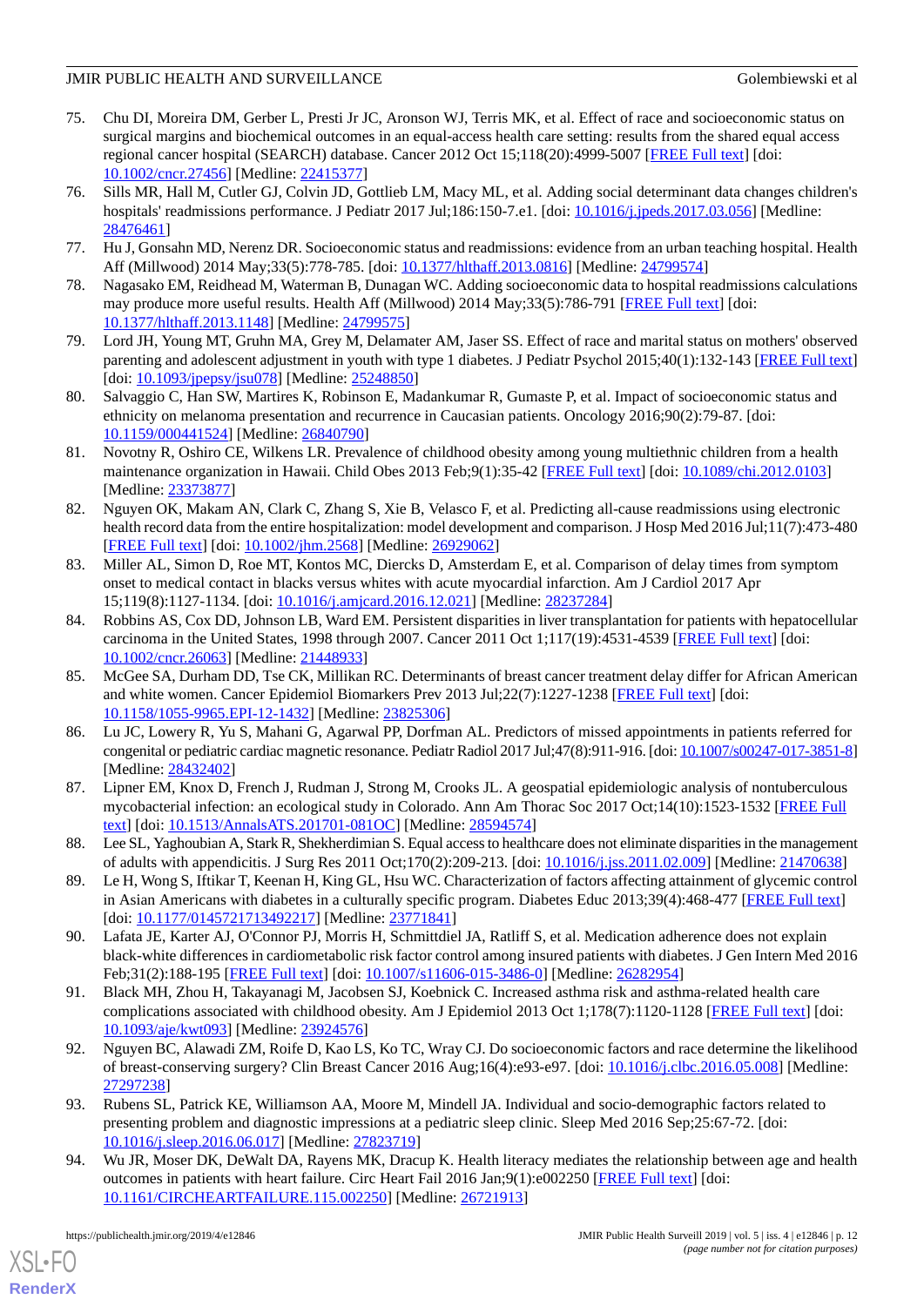75. Chu DI, Moreira DM, Gerber L, Presti Jr JC, Aronson WJ, Terris MK, et al. Effect of race and socioeconomic status on surgical margins and biochemical outcomes in an equal-access health care setting: results from the shared equal access regional cancer hospital (SEARCH) database. Cancer 2012 Oct 15;118(20):4999-5007 [FREE Full text] [doi: 10.1002/cncr.27456] [Medline: 22415377]
76. Sills MR, Hall M, Cutler GJ, Colvin JD, Gottlieb LM, Macy ML, et al. Adding social determinant data changes children's hospitals' readmissions performance. J Pediatr 2017 Jul;186:150-7.e1. [doi: 10.1016/j.jpeds.2017.03.056] [Medline: 28476461]
77. Hu J, Gonsahn MD, Nerenz DR. Socioeconomic status and readmissions: evidence from an urban teaching hospital. Health Aff (Millwood) 2014 May;33(5):778-785. [doi: 10.1377/hlthaff.2013.0816] [Medline: 24799574]
78. Nagasako EM, Reidhead M, Waterman B, Dunagan WC. Adding socioeconomic data to hospital readmissions calculations may produce more useful results. Health Aff (Millwood) 2014 May;33(5):786-791 [FREE Full text] [doi: 10.1377/hlthaff.2013.1148] [Medline: 24799575]
79. Lord JH, Young MT, Gruhn MA, Grey M, Delamater AM, Jaser SS. Effect of race and marital status on mothers' observed parenting and adolescent adjustment in youth with type 1 diabetes. J Pediatr Psychol 2015;40(1):132-143 [FREE Full text] [doi: 10.1093/jpepsy/jsu078] [Medline: 25248850]
80. Salvaggio C, Han SW, Martires K, Robinson E, Madankumar R, Gumaste P, et al. Impact of socioeconomic status and ethnicity on melanoma presentation and recurrence in Caucasian patients. Oncology 2016;90(2):79-87. [doi: 10.1159/000441524] [Medline: 26840790]
81. Novotny R, Oshiro CE, Wilkens LR. Prevalence of childhood obesity among young multiethnic children from a health maintenance organization in Hawaii. Child Obes 2013 Feb;9(1):35-42 [FREE Full text] [doi: 10.1089/chi.2012.0103] [Medline: 23373877]
82. Nguyen OK, Makam AN, Clark C, Zhang S, Xie B, Velasco F, et al. Predicting all-cause readmissions using electronic health record data from the entire hospitalization: model development and comparison. J Hosp Med 2016 Jul;11(7):473-480 [FREE Full text] [doi: 10.1002/jhm.2568] [Medline: 26929062]
83. Miller AL, Simon D, Roe MT, Kontos MC, Diercks D, Amsterdam E, et al. Comparison of delay times from symptom onset to medical contact in blacks versus whites with acute myocardial infarction. Am J Cardiol 2017 Apr 15;119(8):1127-1134. [doi: 10.1016/j.amjcard.2016.12.021] [Medline: 28237284]
84. Robbins AS, Cox DD, Johnson LB, Ward EM. Persistent disparities in liver transplantation for patients with hepatocellular carcinoma in the United States, 1998 through 2007. Cancer 2011 Oct 1;117(19):4531-4539 [FREE Full text] [doi: 10.1002/cncr.26063] [Medline: 21448933]
85. McGee SA, Durham DD, Tse CK, Millikan RC. Determinants of breast cancer treatment delay differ for African American and white women. Cancer Epidemiol Biomarkers Prev 2013 Jul;22(7):1227-1238 [FREE Full text] [doi: 10.1158/1055-9965.EPI-12-1432] [Medline: 23825306]
86. Lu JC, Lowery R, Yu S, Mahani G, Agarwal PP, Dorfman AL. Predictors of missed appointments in patients referred for congenital or pediatric cardiac magnetic resonance. Pediatr Radiol 2017 Jul;47(8):911-916. [doi: 10.1007/s00247-017-3851-8] [Medline: 28432402]
87. Lipner EM, Knox D, French J, Rudman J, Strong M, Crooks JL. A geospatial epidemiologic analysis of nontuberculous mycobacterial infection: an ecological study in Colorado. Ann Am Thorac Soc 2017 Oct;14(10):1523-1532 [FREE Full text] [doi: 10.1513/AnnalsATS.201701-081OC] [Medline: 28594574]
88. Lee SL, Yaghoubian A, Stark R, Shekherdimian S. Equal access to healthcare does not eliminate disparities in the management of adults with appendicitis. J Surg Res 2011 Oct;170(2):209-213. [doi: 10.1016/j.jss.2011.02.009] [Medline: 21470638]
89. Le H, Wong S, Iftikar T, Keenan H, King GL, Hsu WC. Characterization of factors affecting attainment of glycemic control in Asian Americans with diabetes in a culturally specific program. Diabetes Educ 2013;39(4):468-477 [FREE Full text] [doi: 10.1177/0145721713492217] [Medline: 23771841]
90. Lafata JE, Karter AJ, O'Connor PJ, Morris H, Schmittdiel JA, Ratliff S, et al. Medication adherence does not explain black-white differences in cardiometabolic risk factor control among insured patients with diabetes. J Gen Intern Med 2016 Feb;31(2):188-195 [FREE Full text] [doi: 10.1007/s11606-015-3486-0] [Medline: 26282954]
91. Black MH, Zhou H, Takayanagi M, Jacobsen SJ, Koebnick C. Increased asthma risk and asthma-related health care complications associated with childhood obesity. Am J Epidemiol 2013 Oct 1;178(7):1120-1128 [FREE Full text] [doi: 10.1093/aje/kwt093] [Medline: 23924576]
92. Nguyen BC, Alawadi ZM, Roife D, Kao LS, Ko TC, Wray CJ. Do socioeconomic factors and race determine the likelihood of breast-conserving surgery? Clin Breast Cancer 2016 Aug;16(4):e93-e97. [doi: 10.1016/j.clbc.2016.05.008] [Medline: 27297238]
93. Rubens SL, Patrick KE, Williamson AA, Moore M, Mindell JA. Individual and socio-demographic factors related to presenting problem and diagnostic impressions at a pediatric sleep clinic. Sleep Med 2016 Sep;25:67-72. [doi: 10.1016/j.sleep.2016.06.017] [Medline: 27823719]
94. Wu JR, Moser DK, DeWalt DA, Rayens MK, Dracup K. Health literacy mediates the relationship between age and health outcomes in patients with heart failure. Circ Heart Fail 2016 Jan;9(1):e002250 [FREE Full text] [doi: 10.1161/CIRCHEARTFAILURE.115.002250] [Medline: 26721913]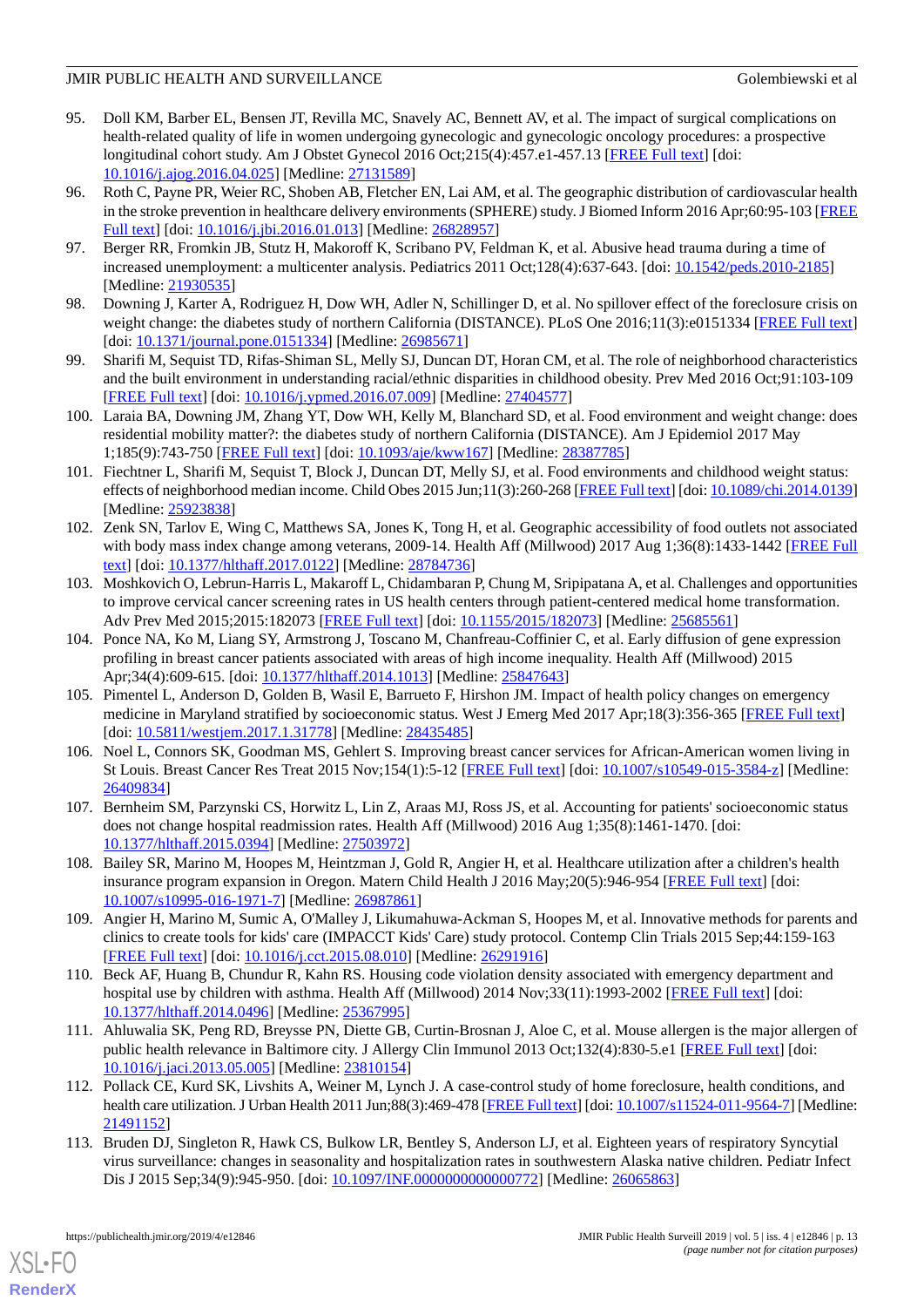95. Doll KM, Barber EL, Bensen JT, Revilla MC, Snavely AC, Bennett AV, et al. The impact of surgical complications on health-related quality of life in women undergoing gynecologic and gynecologic oncology procedures: a prospective longitudinal cohort study. Am J Obstet Gynecol 2016 Oct;215(4):457.e1-457.13 [FREE Full text] [doi: 10.1016/j.ajog.2016.04.025] [Medline: 27131589]
96. Roth C, Payne PR, Weier RC, Shoben AB, Fletcher EN, Lai AM, et al. The geographic distribution of cardiovascular health in the stroke prevention in healthcare delivery environments (SPHERE) study. J Biomed Inform 2016 Apr;60:95-103 [FREE Full text] [doi: 10.1016/j.jbi.2016.01.013] [Medline: 26828957]
97. Berger RR, Fromkin JB, Stutz H, Makoroff K, Scribano PV, Feldman K, et al. Abusive head trauma during a time of increased unemployment: a multicenter analysis. Pediatrics 2011 Oct;128(4):637-643. [doi: 10.1542/peds.2010-2185] [Medline: 21930535]
98. Downing J, Karter A, Rodriguez H, Dow WH, Adler N, Schillinger D, et al. No spillover effect of the foreclosure crisis on weight change: the diabetes study of northern California (DISTANCE). PLoS One 2016;11(3):e0151334 [FREE Full text] [doi: 10.1371/journal.pone.0151334] [Medline: 26985671]
99. Sharifi M, Sequist TD, Rifas-Shiman SL, Melly SJ, Duncan DT, Horan CM, et al. The role of neighborhood characteristics and the built environment in understanding racial/ethnic disparities in childhood obesity. Prev Med 2016 Oct;91:103-109 [FREE Full text] [doi: 10.1016/j.ypmed.2016.07.009] [Medline: 27404577]
100. Laraia BA, Downing JM, Zhang YT, Dow WH, Kelly M, Blanchard SD, et al. Food environment and weight change: does residential mobility matter?: the diabetes study of northern California (DISTANCE). Am J Epidemiol 2017 May 1;185(9):743-750 [FREE Full text] [doi: 10.1093/aje/kww167] [Medline: 28387785]
101. Fiechtner L, Sharifi M, Sequist T, Block J, Duncan DT, Melly SJ, et al. Food environments and childhood weight status: effects of neighborhood median income. Child Obes 2015 Jun;11(3):260-268 [FREE Full text] [doi: 10.1089/chi.2014.0139] [Medline: 25923838]
102. Zenk SN, Tarlov E, Wing C, Matthews SA, Jones K, Tong H, et al. Geographic accessibility of food outlets not associated with body mass index change among veterans, 2009-14. Health Aff (Millwood) 2017 Aug 1;36(8):1433-1442 [FREE Full text] [doi: 10.1377/hlthaff.2017.0122] [Medline: 28784736]
103. Moshkovich O, Lebrun-Harris L, Makaroff L, Chidambaran P, Chung M, Sripipatana A, et al. Challenges and opportunities to improve cervical cancer screening rates in US health centers through patient-centered medical home transformation. Adv Prev Med 2015;2015:182073 [FREE Full text] [doi: 10.1155/2015/182073] [Medline: 25685561]
104. Ponce NA, Ko M, Liang SY, Armstrong J, Toscano M, Chanfreau-Coffinier C, et al. Early diffusion of gene expression profiling in breast cancer patients associated with areas of high income inequality. Health Aff (Millwood) 2015 Apr;34(4):609-615. [doi: 10.1377/hlthaff.2014.1013] [Medline: 25847643]
105. Pimentel L, Anderson D, Golden B, Wasil E, Barrueto F, Hirshon JM. Impact of health policy changes on emergency medicine in Maryland stratified by socioeconomic status. West J Emerg Med 2017 Apr;18(3):356-365 [FREE Full text] [doi: 10.5811/westjem.2017.1.31778] [Medline: 28435485]
106. Noel L, Connors SK, Goodman MS, Gehlert S. Improving breast cancer services for African-American women living in St Louis. Breast Cancer Res Treat 2015 Nov;154(1):5-12 [FREE Full text] [doi: 10.1007/s10549-015-3584-z] [Medline: 26409834]
107. Bernheim SM, Parzynski CS, Horwitz L, Lin Z, Araas MJ, Ross JS, et al. Accounting for patients' socioeconomic status does not change hospital readmission rates. Health Aff (Millwood) 2016 Aug 1;35(8):1461-1470. [doi: 10.1377/hlthaff.2015.0394] [Medline: 27503972]
108. Bailey SR, Marino M, Hoopes M, Heintzman J, Gold R, Angier H, et al. Healthcare utilization after a children's health insurance program expansion in Oregon. Matern Child Health J 2016 May;20(5):946-954 [FREE Full text] [doi: 10.1007/s10995-016-1971-7] [Medline: 26987861]
109. Angier H, Marino M, Sumic A, O'Malley J, Likumahuwa-Ackman S, Hoopes M, et al. Innovative methods for parents and clinics to create tools for kids' care (IMPACCT Kids' Care) study protocol. Contemp Clin Trials 2015 Sep;44:159-163 [FREE Full text] [doi: 10.1016/j.cct.2015.08.010] [Medline: 26291916]
110. Beck AF, Huang B, Chundur R, Kahn RS. Housing code violation density associated with emergency department and hospital use by children with asthma. Health Aff (Millwood) 2014 Nov;33(11):1993-2002 [FREE Full text] [doi: 10.1377/hlthaff.2014.0496] [Medline: 25367995]
111. Ahluwalia SK, Peng RD, Breysse PN, Diette GB, Curtin-Brosnan J, Aloe C, et al. Mouse allergen is the major allergen of public health relevance in Baltimore city. J Allergy Clin Immunol 2013 Oct;132(4):830-5.e1 [FREE Full text] [doi: 10.1016/j.jaci.2013.05.005] [Medline: 23810154]
112. Pollack CE, Kurd SK, Livshits A, Weiner M, Lynch J. A case-control study of home foreclosure, health conditions, and health care utilization. J Urban Health 2011 Jun;88(3):469-478 [FREE Full text] [doi: 10.1007/s11524-011-9564-7] [Medline: 21491152]
113. Bruden DJ, Singleton R, Hawk CS, Bulkow LR, Bentley S, Anderson LJ, et al. Eighteen years of respiratory Syncytial virus surveillance: changes in seasonality and hospitalization rates in southwestern Alaska native children. Pediatr Infect Dis J 2015 Sep;34(9):945-950. [doi: 10.1097/INF.0000000000000772] [Medline: 26065863]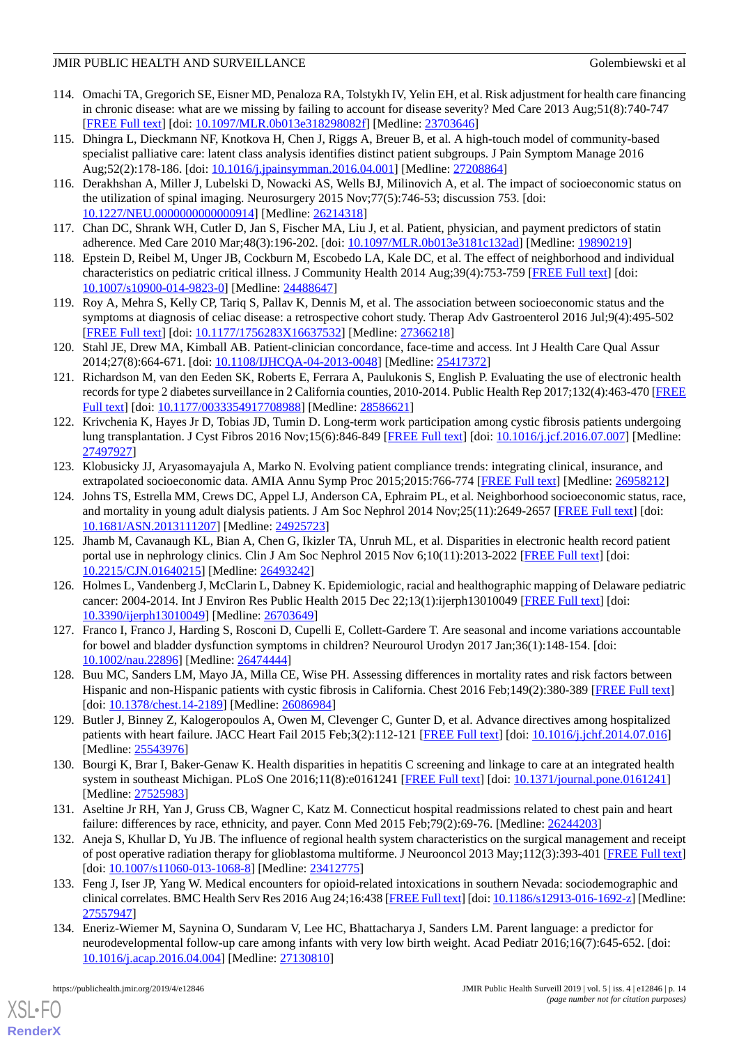114. Omachi TA, Gregorich SE, Eisner MD, Penaloza RA, Tolstykh IV, Yelin EH, et al. Risk adjustment for health care financing in chronic disease: what are we missing by failing to account for disease severity? Med Care 2013 Aug;51(8):740-747 [FREE Full text] [doi: 10.1097/MLR.0b013e318298082f] [Medline: 23703646]
115. Dhingra L, Dieckmann NF, Knotkova H, Chen J, Riggs A, Breuer B, et al. A high-touch model of community-based specialist palliative care: latent class analysis identifies distinct patient subgroups. J Pain Symptom Manage 2016 Aug;52(2):178-186. [doi: 10.1016/j.jpainsymman.2016.04.001] [Medline: 27208864]
116. Derakhshan A, Miller J, Lubelski D, Nowacki AS, Wells BJ, Milinovich A, et al. The impact of socioeconomic status on the utilization of spinal imaging. Neurosurgery 2015 Nov;77(5):746-53; discussion 753. [doi: 10.1227/NEU.0000000000000914] [Medline: 26214318]
117. Chan DC, Shrank WH, Cutler D, Jan S, Fischer MA, Liu J, et al. Patient, physician, and payment predictors of statin adherence. Med Care 2010 Mar;48(3):196-202. [doi: 10.1097/MLR.0b013e3181c132ad] [Medline: 19890219]
118. Epstein D, Reibel M, Unger JB, Cockburn M, Escobedo LA, Kale DC, et al. The effect of neighborhood and individual characteristics on pediatric critical illness. J Community Health 2014 Aug;39(4):753-759 [FREE Full text] [doi: 10.1007/s10900-014-9823-0] [Medline: 24488647]
119. Roy A, Mehra S, Kelly CP, Tariq S, Pallav K, Dennis M, et al. The association between socioeconomic status and the symptoms at diagnosis of celiac disease: a retrospective cohort study. Therap Adv Gastroenterol 2016 Jul;9(4):495-502 [FREE Full text] [doi: 10.1177/1756283X16637532] [Medline: 27366218]
120. Stahl JE, Drew MA, Kimball AB. Patient-clinician concordance, face-time and access. Int J Health Care Qual Assur 2014;27(8):664-671. [doi: 10.1108/IJHCQA-04-2013-0048] [Medline: 25417372]
121. Richardson M, van den Eeden SK, Roberts E, Ferrara A, Paulukonis S, English P. Evaluating the use of electronic health records for type 2 diabetes surveillance in 2 California counties, 2010-2014. Public Health Rep 2017;132(4):463-470 [FREE Full text] [doi: 10.1177/0033354917708988] [Medline: 28586621]
122. Krivchenia K, Hayes Jr D, Tobias JD, Tumin D. Long-term work participation among cystic fibrosis patients undergoing lung transplantation. J Cyst Fibros 2016 Nov;15(6):846-849 [FREE Full text] [doi: 10.1016/j.jcf.2016.07.007] [Medline: 27497927]
123. Klobusicky JJ, Aryasomayajula A, Marko N. Evolving patient compliance trends: integrating clinical, insurance, and extrapolated socioeconomic data. AMIA Annu Symp Proc 2015;2015:766-774 [FREE Full text] [Medline: 26958212]
124. Johns TS, Estrella MM, Crews DC, Appel LJ, Anderson CA, Ephraim PL, et al. Neighborhood socioeconomic status, race, and mortality in young adult dialysis patients. J Am Soc Nephrol 2014 Nov;25(11):2649-2657 [FREE Full text] [doi: 10.1681/ASN.2013111207] [Medline: 24925723]
125. Jhamb M, Cavanaugh KL, Bian A, Chen G, Ikizler TA, Unruh ML, et al. Disparities in electronic health record patient portal use in nephrology clinics. Clin J Am Soc Nephrol 2015 Nov 6;10(11):2013-2022 [FREE Full text] [doi: 10.2215/CJN.01640215] [Medline: 26493242]
126. Holmes L, Vandenberg J, McClarin L, Dabney K. Epidemiologic, racial and healthographic mapping of Delaware pediatric cancer: 2004-2014. Int J Environ Res Public Health 2015 Dec 22;13(1):ijerph13010049 [FREE Full text] [doi: 10.3390/ijerph13010049] [Medline: 26703649]
127. Franco I, Franco J, Harding S, Rosconi D, Cupelli E, Collett-Gardere T. Are seasonal and income variations accountable for bowel and bladder dysfunction symptoms in children? Neurourol Urodyn 2017 Jan;36(1):148-154. [doi: 10.1002/nau.22896] [Medline: 26474444]
128. Buu MC, Sanders LM, Mayo JA, Milla CE, Wise PH. Assessing differences in mortality rates and risk factors between Hispanic and non-Hispanic patients with cystic fibrosis in California. Chest 2016 Feb;149(2):380-389 [FREE Full text] [doi: 10.1378/chest.14-2189] [Medline: 26086984]
129. Butler J, Binney Z, Kalogeropoulos A, Owen M, Clevenger C, Gunter D, et al. Advance directives among hospitalized patients with heart failure. JACC Heart Fail 2015 Feb;3(2):112-121 [FREE Full text] [doi: 10.1016/j.jchf.2014.07.016] [Medline: 25543976]
130. Bourgi K, Brar I, Baker-Genaw K. Health disparities in hepatitis C screening and linkage to care at an integrated health system in southeast Michigan. PLoS One 2016;11(8):e0161241 [FREE Full text] [doi: 10.1371/journal.pone.0161241] [Medline: 27525983]
131. Aseltine Jr RH, Yan J, Gruss CB, Wagner C, Katz M. Connecticut hospital readmissions related to chest pain and heart failure: differences by race, ethnicity, and payer. Conn Med 2015 Feb;79(2):69-76. [Medline: 26244203]
132. Aneja S, Khullar D, Yu JB. The influence of regional health system characteristics on the surgical management and receipt of post operative radiation therapy for glioblastoma multiforme. J Neurooncol 2013 May;112(3):393-401 [FREE Full text] [doi: 10.1007/s11060-013-1068-8] [Medline: 23412775]
133. Feng J, Iser JP, Yang W. Medical encounters for opioid-related intoxications in southern Nevada: sociodemographic and clinical correlates. BMC Health Serv Res 2016 Aug 24;16:438 [FREE Full text] [doi: 10.1186/s12913-016-1692-z] [Medline: 27557947]
134. Eneriz-Wiemer M, Saynina O, Sundaram V, Lee HC, Bhattacharya J, Sanders LM. Parent language: a predictor for neurodevelopmental follow-up care among infants with very low birth weight. Acad Pediatr 2016;16(7):645-652. [doi: 10.1016/j.acap.2016.04.004] [Medline: 27130810]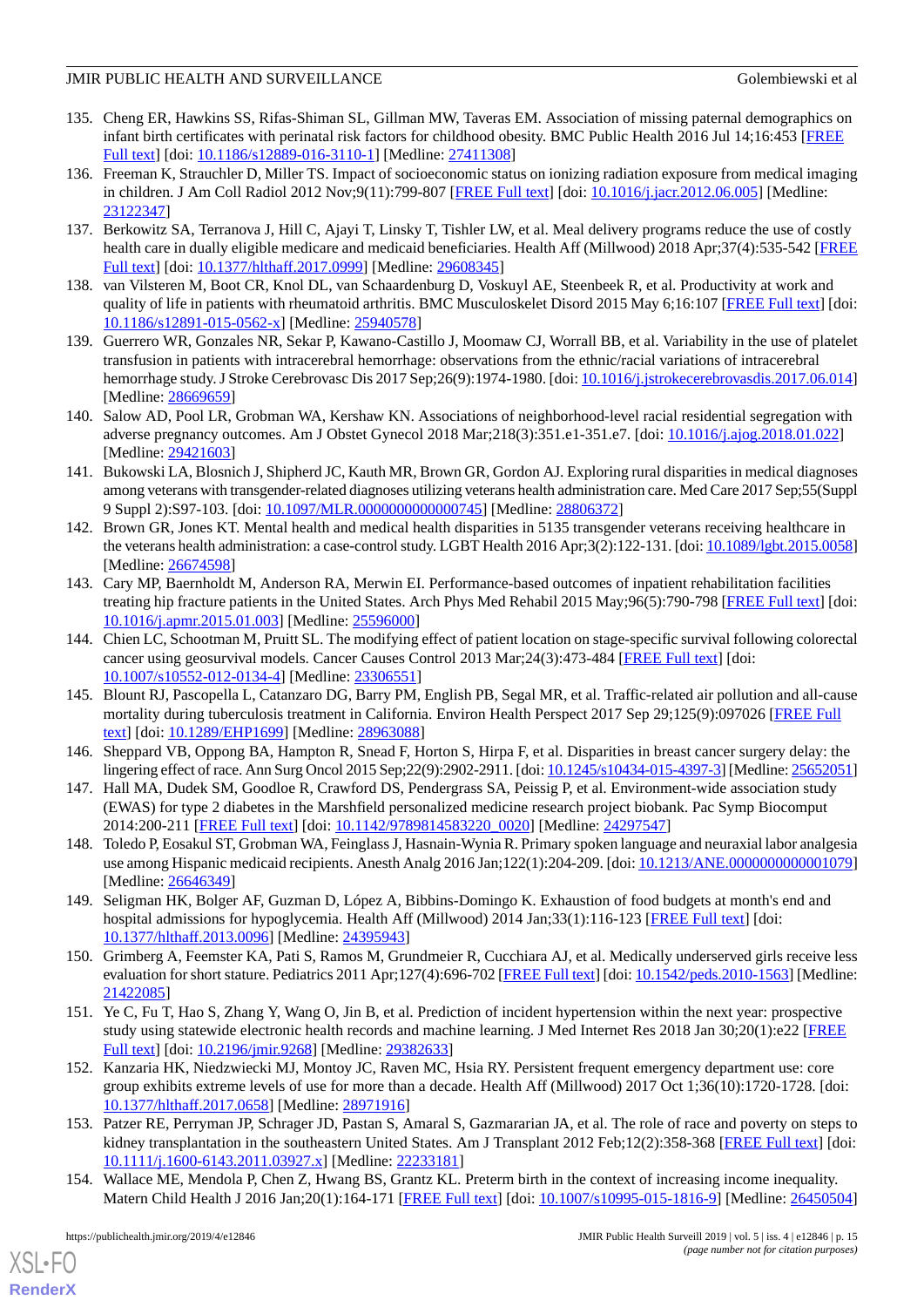135. Cheng ER, Hawkins SS, Rifas-Shiman SL, Gillman MW, Taveras EM. Association of missing paternal demographics on infant birth certificates with perinatal risk factors for childhood obesity. BMC Public Health 2016 Jul 14;16:453 [FREE Full text] [doi: 10.1186/s12889-016-3110-1] [Medline: 27411308]
136. Freeman K, Strauchler D, Miller TS. Impact of socioeconomic status on ionizing radiation exposure from medical imaging in children. J Am Coll Radiol 2012 Nov;9(11):799-807 [FREE Full text] [doi: 10.1016/j.jacr.2012.06.005] [Medline: 23122347]
137. Berkowitz SA, Terranova J, Hill C, Ajayi T, Linsky T, Tishler LW, et al. Meal delivery programs reduce the use of costly health care in dually eligible medicare and medicaid beneficiaries. Health Aff (Millwood) 2018 Apr;37(4):535-542 [FREE Full text] [doi: 10.1377/hlthaff.2017.0999] [Medline: 29608345]
138. van Vilsteren M, Boot CR, Knol DL, van Schaardenburg D, Voskuyl AE, Steenbeek R, et al. Productivity at work and quality of life in patients with rheumatoid arthritis. BMC Musculoskelet Disord 2015 May 6;16:107 [FREE Full text] [doi: 10.1186/s12891-015-0562-x] [Medline: 25940578]
139. Guerrero WR, Gonzales NR, Sekar P, Kawano-Castillo J, Moomaw CJ, Worrall BB, et al. Variability in the use of platelet transfusion in patients with intracerebral hemorrhage: observations from the ethnic/racial variations of intracerebral hemorrhage study. J Stroke Cerebrovasc Dis 2017 Sep;26(9):1974-1980. [doi: 10.1016/j.jstrokecerebrovasdis.2017.06.014] [Medline: 28669659]
140. Salow AD, Pool LR, Grobman WA, Kershaw KN. Associations of neighborhood-level racial residential segregation with adverse pregnancy outcomes. Am J Obstet Gynecol 2018 Mar;218(3):351.e1-351.e7. [doi: 10.1016/j.ajog.2018.01.022] [Medline: 29421603]
141. Bukowski LA, Blosnich J, Shipherd JC, Kauth MR, Brown GR, Gordon AJ. Exploring rural disparities in medical diagnoses among veterans with transgender-related diagnoses utilizing veterans health administration care. Med Care 2017 Sep;55(Suppl 9 Suppl 2):S97-103. [doi: 10.1097/MLR.0000000000000745] [Medline: 28806372]
142. Brown GR, Jones KT. Mental health and medical health disparities in 5135 transgender veterans receiving healthcare in the veterans health administration: a case-control study. LGBT Health 2016 Apr;3(2):122-131. [doi: 10.1089/lgbt.2015.0058] [Medline: 26674598]
143. Cary MP, Baernholdt M, Anderson RA, Merwin EI. Performance-based outcomes of inpatient rehabilitation facilities treating hip fracture patients in the United States. Arch Phys Med Rehabil 2015 May;96(5):790-798 [FREE Full text] [doi: 10.1016/j.apmr.2015.01.003] [Medline: 25596000]
144. Chien LC, Schootman M, Pruitt SL. The modifying effect of patient location on stage-specific survival following colorectal cancer using geosurvival models. Cancer Causes Control 2013 Mar;24(3):473-484 [FREE Full text] [doi: 10.1007/s10552-012-0134-4] [Medline: 23306551]
145. Blount RJ, Pascopella L, Catanzaro DG, Barry PM, English PB, Segal MR, et al. Traffic-related air pollution and all-cause mortality during tuberculosis treatment in California. Environ Health Perspect 2017 Sep 29;125(9):097026 [FREE Full text] [doi: 10.1289/EHP1699] [Medline: 28963088]
146. Sheppard VB, Oppong BA, Hampton R, Snead F, Horton S, Hirpa F, et al. Disparities in breast cancer surgery delay: the lingering effect of race. Ann Surg Oncol 2015 Sep;22(9):2902-2911. [doi: 10.1245/s10434-015-4397-3] [Medline: 25652051]
147. Hall MA, Dudek SM, Goodloe R, Crawford DS, Pendergrass SA, Peissig P, et al. Environment-wide association study (EWAS) for type 2 diabetes in the Marshfield personalized medicine research project biobank. Pac Symp Biocomput 2014:200-211 [FREE Full text] [doi: 10.1142/9789814583220_0020] [Medline: 24297547]
148. Toledo P, Eosakul ST, Grobman WA, Feinglass J, Hasnain-Wynia R. Primary spoken language and neuraxial labor analgesia use among Hispanic medicaid recipients. Anesth Analg 2016 Jan;122(1):204-209. [doi: 10.1213/ANE.0000000000001079] [Medline: 26646349]
149. Seligman HK, Bolger AF, Guzman D, López A, Bibbins-Domingo K. Exhaustion of food budgets at month's end and hospital admissions for hypoglycemia. Health Aff (Millwood) 2014 Jan;33(1):116-123 [FREE Full text] [doi: 10.1377/hlthaff.2013.0096] [Medline: 24395943]
150. Grimberg A, Feemster KA, Pati S, Ramos M, Grundmeier R, Cucchiara AJ, et al. Medically underserved girls receive less evaluation for short stature. Pediatrics 2011 Apr;127(4):696-702 [FREE Full text] [doi: 10.1542/peds.2010-1563] [Medline: 21422085]
151. Ye C, Fu T, Hao S, Zhang Y, Wang O, Jin B, et al. Prediction of incident hypertension within the next year: prospective study using statewide electronic health records and machine learning. J Med Internet Res 2018 Jan 30;20(1):e22 [FREE Full text] [doi: 10.2196/jmir.9268] [Medline: 29382633]
152. Kanzaria HK, Niedzwiecki MJ, Montoy JC, Raven MC, Hsia RY. Persistent frequent emergency department use: core group exhibits extreme levels of use for more than a decade. Health Aff (Millwood) 2017 Oct 1;36(10):1720-1728. [doi: 10.1377/hlthaff.2017.0658] [Medline: 28971916]
153. Patzer RE, Perryman JP, Schrager JD, Pastan S, Amaral S, Gazmararian JA, et al. The role of race and poverty on steps to kidney transplantation in the southeastern United States. Am J Transplant 2012 Feb;12(2):358-368 [FREE Full text] [doi: 10.1111/j.1600-6143.2011.03927.x] [Medline: 22233181]
154. Wallace ME, Mendola P, Chen Z, Hwang BS, Grantz KL. Preterm birth in the context of increasing income inequality. Matern Child Health J 2016 Jan;20(1):164-171 [FREE Full text] [doi: 10.1007/s10995-015-1816-9] [Medline: 26450504]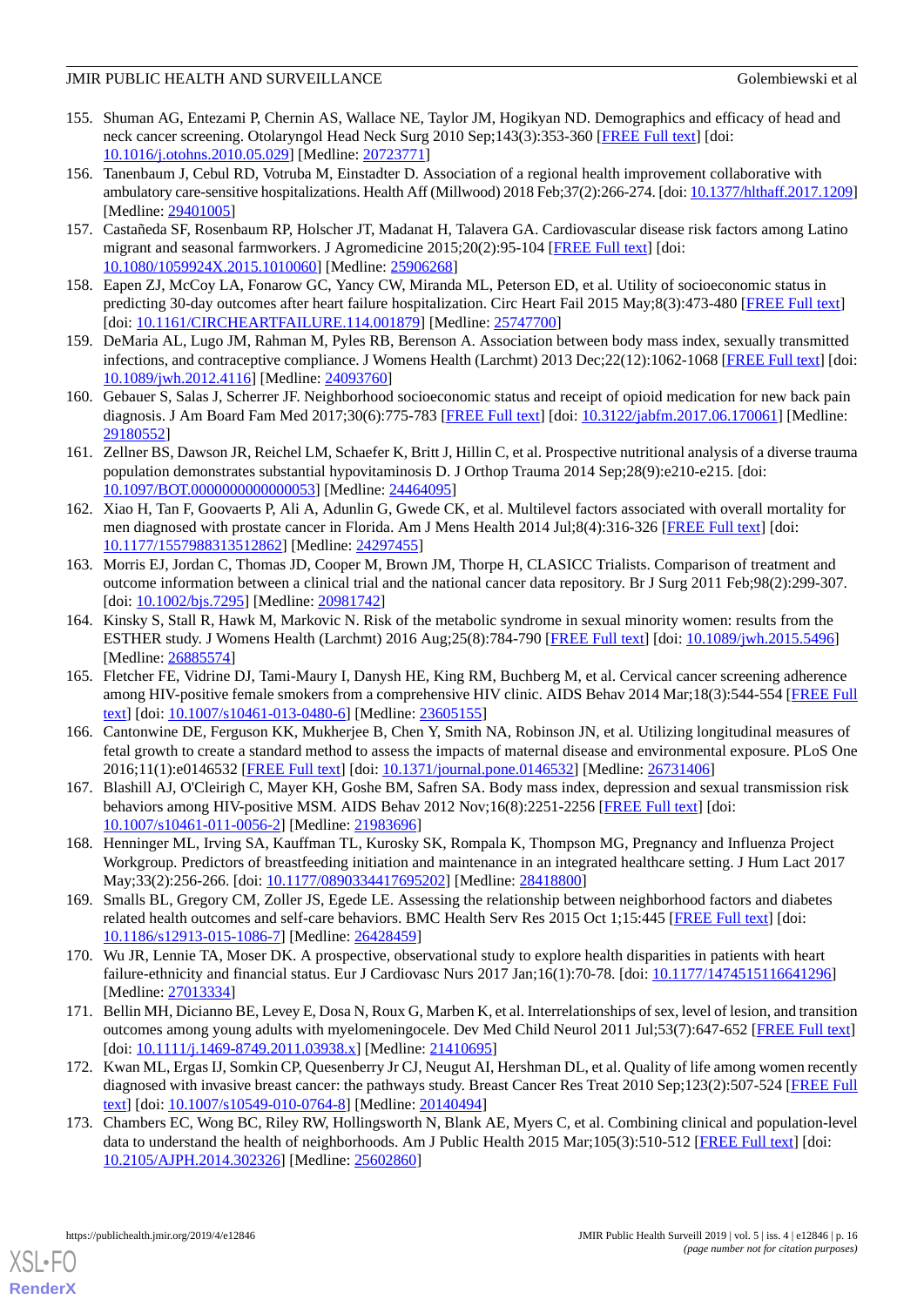155. Shuman AG, Entezami P, Chernin AS, Wallace NE, Taylor JM, Hogikyan ND. Demographics and efficacy of head and neck cancer screening. Otolaryngol Head Neck Surg 2010 Sep;143(3):353-360 [FREE Full text] [doi: 10.1016/j.otohns.2010.05.029] [Medline: 20723771]
156. Tanenbaum J, Cebul RD, Votruba M, Einstadter D. Association of a regional health improvement collaborative with ambulatory care-sensitive hospitalizations. Health Aff (Millwood) 2018 Feb;37(2):266-274. [doi: 10.1377/hlthaff.2017.1209] [Medline: 29401005]
157. Castañeda SF, Rosenbaum RP, Holscher JT, Madanat H, Talavera GA. Cardiovascular disease risk factors among Latino migrant and seasonal farmworkers. J Agromedicine 2015;20(2):95-104 [FREE Full text] [doi: 10.1080/1059924X.2015.1010060] [Medline: 25906268]
158. Eapen ZJ, McCoy LA, Fonarow GC, Yancy CW, Miranda ML, Peterson ED, et al. Utility of socioeconomic status in predicting 30-day outcomes after heart failure hospitalization. Circ Heart Fail 2015 May;8(3):473-480 [FREE Full text] [doi: 10.1161/CIRCHEARTFAILURE.114.001879] [Medline: 25747700]
159. DeMaria AL, Lugo JM, Rahman M, Pyles RB, Berenson A. Association between body mass index, sexually transmitted infections, and contraceptive compliance. J Womens Health (Larchmt) 2013 Dec;22(12):1062-1068 [FREE Full text] [doi: 10.1089/jwh.2012.4116] [Medline: 24093760]
160. Gebauer S, Salas J, Scherrer JF. Neighborhood socioeconomic status and receipt of opioid medication for new back pain diagnosis. J Am Board Fam Med 2017;30(6):775-783 [FREE Full text] [doi: 10.3122/jabfm.2017.06.170061] [Medline: 29180552]
161. Zellner BS, Dawson JR, Reichel LM, Schaefer K, Britt J, Hillin C, et al. Prospective nutritional analysis of a diverse trauma population demonstrates substantial hypovitaminosis D. J Orthop Trauma 2014 Sep;28(9):e210-e215. [doi: 10.1097/BOT.0000000000000053] [Medline: 24464095]
162. Xiao H, Tan F, Goovaerts P, Ali A, Adunlin G, Gwede CK, et al. Multilevel factors associated with overall mortality for men diagnosed with prostate cancer in Florida. Am J Mens Health 2014 Jul;8(4):316-326 [FREE Full text] [doi: 10.1177/1557988313512862] [Medline: 24297455]
163. Morris EJ, Jordan C, Thomas JD, Cooper M, Brown JM, Thorpe H, CLASICC Trialists. Comparison of treatment and outcome information between a clinical trial and the national cancer data repository. Br J Surg 2011 Feb;98(2):299-307. [doi: 10.1002/bjs.7295] [Medline: 20981742]
164. Kinsky S, Stall R, Hawk M, Markovic N. Risk of the metabolic syndrome in sexual minority women: results from the ESTHER study. J Womens Health (Larchmt) 2016 Aug;25(8):784-790 [FREE Full text] [doi: 10.1089/jwh.2015.5496] [Medline: 26885574]
165. Fletcher FE, Vidrine DJ, Tami-Maury I, Danysh HE, King RM, Buchberg M, et al. Cervical cancer screening adherence among HIV-positive female smokers from a comprehensive HIV clinic. AIDS Behav 2014 Mar;18(3):544-554 [FREE Full text] [doi: 10.1007/s10461-013-0480-6] [Medline: 23605155]
166. Cantonwine DE, Ferguson KK, Mukherjee B, Chen Y, Smith NA, Robinson JN, et al. Utilizing longitudinal measures of fetal growth to create a standard method to assess the impacts of maternal disease and environmental exposure. PLoS One 2016;11(1):e0146532 [FREE Full text] [doi: 10.1371/journal.pone.0146532] [Medline: 26731406]
167. Blashill AJ, O'Cleirigh C, Mayer KH, Goshe BM, Safren SA. Body mass index, depression and sexual transmission risk behaviors among HIV-positive MSM. AIDS Behav 2012 Nov;16(8):2251-2256 [FREE Full text] [doi: 10.1007/s10461-011-0056-2] [Medline: 21983696]
168. Henninger ML, Irving SA, Kauffman TL, Kurosky SK, Rompala K, Thompson MG, Pregnancy and Influenza Project Workgroup. Predictors of breastfeeding initiation and maintenance in an integrated healthcare setting. J Hum Lact 2017 May;33(2):256-266. [doi: 10.1177/0890334417695202] [Medline: 28418800]
169. Smalls BL, Gregory CM, Zoller JS, Egede LE. Assessing the relationship between neighborhood factors and diabetes related health outcomes and self-care behaviors. BMC Health Serv Res 2015 Oct 1;15:445 [FREE Full text] [doi: 10.1186/s12913-015-1086-7] [Medline: 26428459]
170. Wu JR, Lennie TA, Moser DK. A prospective, observational study to explore health disparities in patients with heart failure-ethnicity and financial status. Eur J Cardiovasc Nurs 2017 Jan;16(1):70-78. [doi: 10.1177/1474515116641296] [Medline: 27013334]
171. Bellin MH, Dicianno BE, Levey E, Dosa N, Roux G, Marben K, et al. Interrelationships of sex, level of lesion, and transition outcomes among young adults with myelomeningocele. Dev Med Child Neurol 2011 Jul;53(7):647-652 [FREE Full text] [doi: 10.1111/j.1469-8749.2011.03938.x] [Medline: 21410695]
172. Kwan ML, Ergas IJ, Somkin CP, Quesenberry Jr CJ, Neugut AI, Hershman DL, et al. Quality of life among women recently diagnosed with invasive breast cancer: the pathways study. Breast Cancer Res Treat 2010 Sep;123(2):507-524 [FREE Full text] [doi: 10.1007/s10549-010-0764-8] [Medline: 20140494]
173. Chambers EC, Wong BC, Riley RW, Hollingsworth N, Blank AE, Myers C, et al. Combining clinical and population-level data to understand the health of neighborhoods. Am J Public Health 2015 Mar;105(3):510-512 [FREE Full text] [doi: 10.2105/AJPH.2014.302326] [Medline: 25602860]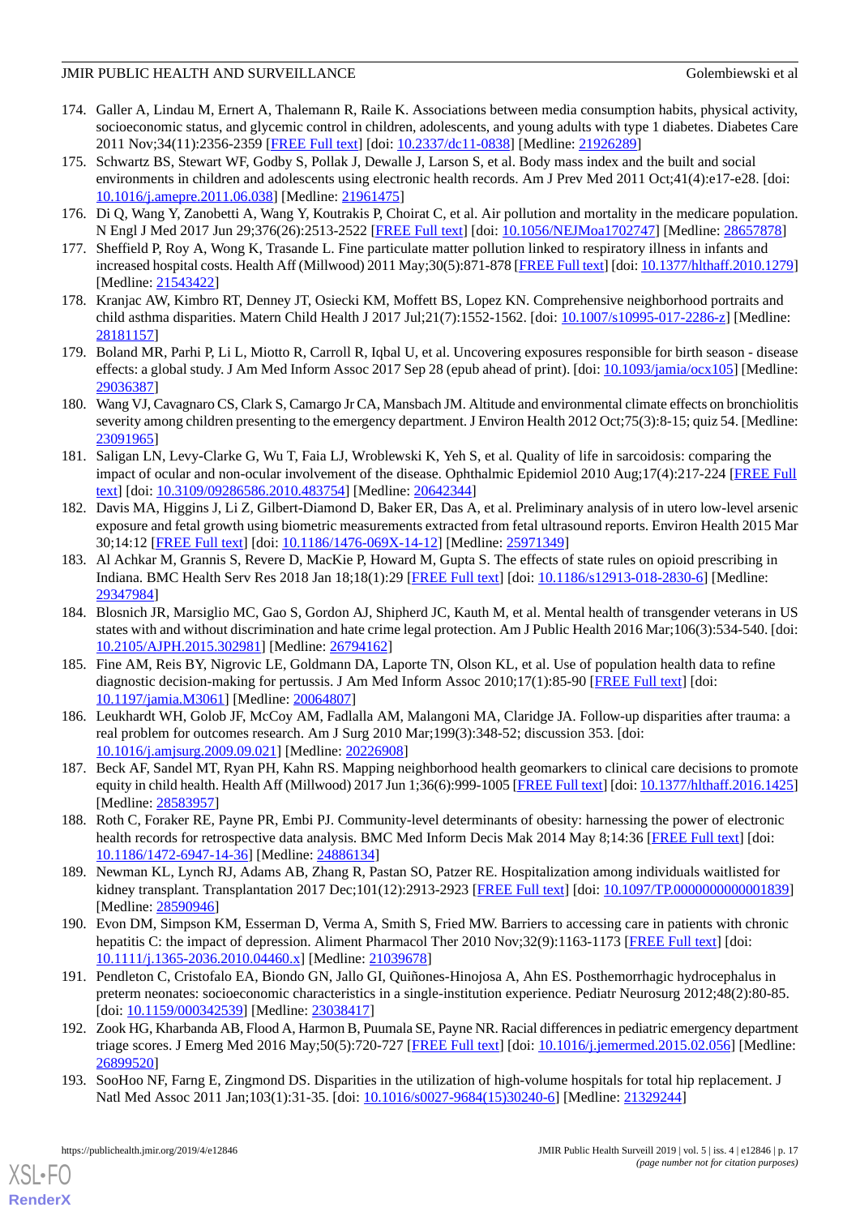174. Galler A, Lindau M, Ernert A, Thalemann R, Raile K. Associations between media consumption habits, physical activity, socioeconomic status, and glycemic control in children, adolescents, and young adults with type 1 diabetes. Diabetes Care 2011 Nov;34(11):2356-2359 [FREE Full text] [doi: 10.2337/dc11-0838] [Medline: 21926289]
175. Schwartz BS, Stewart WF, Godby S, Pollak J, Dewalle J, Larson S, et al. Body mass index and the built and social environments in children and adolescents using electronic health records. Am J Prev Med 2011 Oct;41(4):e17-e28. [doi: 10.1016/j.amepre.2011.06.038] [Medline: 21961475]
176. Di Q, Wang Y, Zanobetti A, Wang Y, Koutrakis P, Choirat C, et al. Air pollution and mortality in the medicare population. N Engl J Med 2017 Jun 29;376(26):2513-2522 [FREE Full text] [doi: 10.1056/NEJMoa1702747] [Medline: 28657878]
177. Sheffield P, Roy A, Wong K, Trasande L. Fine particulate matter pollution linked to respiratory illness in infants and increased hospital costs. Health Aff (Millwood) 2011 May;30(5):871-878 [FREE Full text] [doi: 10.1377/hlthaff.2010.1279] [Medline: 21543422]
178. Kranjac AW, Kimbro RT, Denney JT, Osiecki KM, Moffett BS, Lopez KN. Comprehensive neighborhood portraits and child asthma disparities. Matern Child Health J 2017 Jul;21(7):1552-1562. [doi: 10.1007/s10995-017-2286-z] [Medline: 28181157]
179. Boland MR, Parhi P, Li L, Miotto R, Carroll R, Iqbal U, et al. Uncovering exposures responsible for birth season - disease effects: a global study. J Am Med Inform Assoc 2017 Sep 28 (epub ahead of print). [doi: 10.1093/jamia/ocx105] [Medline: 29036387]
180. Wang VJ, Cavagnaro CS, Clark S, Camargo Jr CA, Mansbach JM. Altitude and environmental climate effects on bronchiolitis severity among children presenting to the emergency department. J Environ Health 2012 Oct;75(3):8-15; quiz 54. [Medline: 23091965]
181. Saligan LN, Levy-Clarke G, Wu T, Faia LJ, Wroblewski K, Yeh S, et al. Quality of life in sarcoidosis: comparing the impact of ocular and non-ocular involvement of the disease. Ophthalmic Epidemiol 2010 Aug;17(4):217-224 [FREE Full text] [doi: 10.3109/09286586.2010.483754] [Medline: 20642344]
182. Davis MA, Higgins J, Li Z, Gilbert-Diamond D, Baker ER, Das A, et al. Preliminary analysis of in utero low-level arsenic exposure and fetal growth using biometric measurements extracted from fetal ultrasound reports. Environ Health 2015 Mar 30;14:12 [FREE Full text] [doi: 10.1186/1476-069X-14-12] [Medline: 25971349]
183. Al Achkar M, Grannis S, Revere D, MacKie P, Howard M, Gupta S. The effects of state rules on opioid prescribing in Indiana. BMC Health Serv Res 2018 Jan 18;18(1):29 [FREE Full text] [doi: 10.1186/s12913-018-2830-6] [Medline: 29347984]
184. Blosnich JR, Marsiglio MC, Gao S, Gordon AJ, Shipherd JC, Kauth M, et al. Mental health of transgender veterans in US states with and without discrimination and hate crime legal protection. Am J Public Health 2016 Mar;106(3):534-540. [doi: 10.2105/AJPH.2015.302981] [Medline: 26794162]
185. Fine AM, Reis BY, Nigrovic LE, Goldmann DA, Laporte TN, Olson KL, et al. Use of population health data to refine diagnostic decision-making for pertussis. J Am Med Inform Assoc 2010;17(1):85-90 [FREE Full text] [doi: 10.1197/jamia.M3061] [Medline: 20064807]
186. Leukhardt WH, Golob JF, McCoy AM, Fadlalla AM, Malangoni MA, Claridge JA. Follow-up disparities after trauma: a real problem for outcomes research. Am J Surg 2010 Mar;199(3):348-52; discussion 353. [doi: 10.1016/j.amjsurg.2009.09.021] [Medline: 20226908]
187. Beck AF, Sandel MT, Ryan PH, Kahn RS. Mapping neighborhood health geomarkers to clinical care decisions to promote equity in child health. Health Aff (Millwood) 2017 Jun 1;36(6):999-1005 [FREE Full text] [doi: 10.1377/hlthaff.2016.1425] [Medline: 28583957]
188. Roth C, Foraker RE, Payne PR, Embi PJ. Community-level determinants of obesity: harnessing the power of electronic health records for retrospective data analysis. BMC Med Inform Decis Mak 2014 May 8;14:36 [FREE Full text] [doi: 10.1186/1472-6947-14-36] [Medline: 24886134]
189. Newman KL, Lynch RJ, Adams AB, Zhang R, Pastan SO, Patzer RE. Hospitalization among individuals waitlisted for kidney transplant. Transplantation 2017 Dec;101(12):2913-2923 [FREE Full text] [doi: 10.1097/TP.0000000000001839] [Medline: 28590946]
190. Evon DM, Simpson KM, Esserman D, Verma A, Smith S, Fried MW. Barriers to accessing care in patients with chronic hepatitis C: the impact of depression. Aliment Pharmacol Ther 2010 Nov;32(9):1163-1173 [FREE Full text] [doi: 10.1111/j.1365-2036.2010.04460.x] [Medline: 21039678]
191. Pendleton C, Cristofalo EA, Biondo GN, Jallo GI, Quiñones-Hinojosa A, Ahn ES. Posthemorrhagic hydrocephalus in preterm neonates: socioeconomic characteristics in a single-institution experience. Pediatr Neurosurg 2012;48(2):80-85. [doi: 10.1159/000342539] [Medline: 23038417]
192. Zook HG, Kharbanda AB, Flood A, Harmon B, Puumala SE, Payne NR. Racial differences in pediatric emergency department triage scores. J Emerg Med 2016 May;50(5):720-727 [FREE Full text] [doi: 10.1016/j.jemermed.2015.02.056] [Medline: 26899520]
193. SooHoo NF, Farng E, Zingmond DS. Disparities in the utilization of high-volume hospitals for total hip replacement. J Natl Med Assoc 2011 Jan;103(1):31-35. [doi: 10.1016/s0027-9684(15)30240-6] [Medline: 21329244]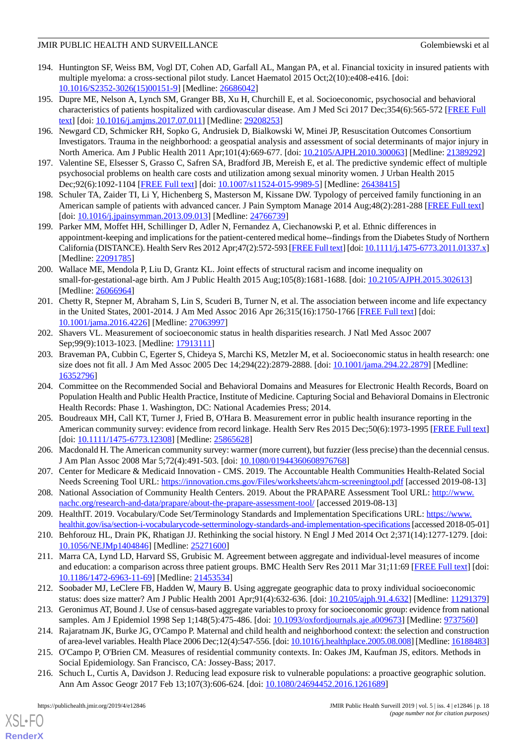194. Huntington SF, Weiss BM, Vogl DT, Cohen AD, Garfall AL, Mangan PA, et al. Financial toxicity in insured patients with multiple myeloma: a cross-sectional pilot study. Lancet Haematol 2015 Oct;2(10):e408-e416. [doi: 10.1016/S2352-3026(15)00151-9] [Medline: 26686042]
195. Dupre ME, Nelson A, Lynch SM, Granger BB, Xu H, Churchill E, et al. Socioeconomic, psychosocial and behavioral characteristics of patients hospitalized with cardiovascular disease. Am J Med Sci 2017 Dec;354(6):565-572 [FREE Full text] [doi: 10.1016/j.amjms.2017.07.011] [Medline: 29208253]
196. Newgard CD, Schmicker RH, Sopko G, Andrusiek D, Bialkowski W, Minei JP, Resuscitation Outcomes Consortium Investigators. Trauma in the neighborhood: a geospatial analysis and assessment of social determinants of major injury in North America. Am J Public Health 2011 Apr;101(4):669-677. [doi: 10.2105/AJPH.2010.300063] [Medline: 21389292]
197. Valentine SE, Elsesser S, Grasso C, Safren SA, Bradford JB, Mereish E, et al. The predictive syndemic effect of multiple psychosocial problems on health care costs and utilization among sexual minority women. J Urban Health 2015 Dec;92(6):1092-1104 [FREE Full text] [doi: 10.1007/s11524-015-9989-5] [Medline: 26438415]
198. Schuler TA, Zaider TI, Li Y, Hichenberg S, Masterson M, Kissane DW. Typology of perceived family functioning in an American sample of patients with advanced cancer. J Pain Symptom Manage 2014 Aug;48(2):281-288 [FREE Full text] [doi: 10.1016/j.jpainsymman.2013.09.013] [Medline: 24766739]
199. Parker MM, Moffet HH, Schillinger D, Adler N, Fernandez A, Ciechanowski P, et al. Ethnic differences in appointment-keeping and implications for the patient-centered medical home--findings from the Diabetes Study of Northern California (DISTANCE). Health Serv Res 2012 Apr;47(2):572-593 [FREE Full text] [doi: 10.1111/j.1475-6773.2011.01337.x] [Medline: 22091785]
200. Wallace ME, Mendola P, Liu D, Grantz KL. Joint effects of structural racism and income inequality on small-for-gestational-age birth. Am J Public Health 2015 Aug;105(8):1681-1688. [doi: 10.2105/AJPH.2015.302613] [Medline: 26066964]
201. Chetty R, Stepner M, Abraham S, Lin S, Scuderi B, Turner N, et al. The association between income and life expectancy in the United States, 2001-2014. J Am Med Assoc 2016 Apr 26;315(16):1750-1766 [FREE Full text] [doi: 10.1001/jama.2016.4226] [Medline: 27063997]
202. Shavers VL. Measurement of socioeconomic status in health disparities research. J Natl Med Assoc 2007 Sep;99(9):1013-1023. [Medline: 17913111]
203. Braveman PA, Cubbin C, Egerter S, Chideya S, Marchi KS, Metzler M, et al. Socioeconomic status in health research: one size does not fit all. J Am Med Assoc 2005 Dec 14;294(22):2879-2888. [doi: 10.1001/jama.294.22.2879] [Medline: 16352796]
204. Committee on the Recommended Social and Behavioral Domains and Measures for Electronic Health Records, Board on Population Health and Public Health Practice, Institute of Medicine. Capturing Social and Behavioral Domains in Electronic Health Records: Phase 1. Washington, DC: National Academies Press; 2014.
205. Boudreaux MH, Call KT, Turner J, Fried B, O'Hara B. Measurement error in public health insurance reporting in the American community survey: evidence from record linkage. Health Serv Res 2015 Dec;50(6):1973-1995 [FREE Full text] [doi: 10.1111/1475-6773.12308] [Medline: 25865628]
206. Macdonald H. The American community survey: warmer (more current), but fuzzier (less precise) than the decennial census. J Am Plan Assoc 2008 Mar 5;72(4):491-503. [doi: 10.1080/01944360608976768]
207. Center for Medicare & Medicaid Innovation - CMS. 2019. The Accountable Health Communities Health-Related Social Needs Screening Tool URL: https://innovation.cms.gov/Files/worksheets/ahcm-screeningtool.pdf [accessed 2019-08-13]
208. National Association of Community Health Centers. 2019. About the PRAPARE Assessment Tool URL: http://www.nachc.org/research-and-data/prapare/about-the-prapare-assessment-tool/ [accessed 2019-08-13]
209. HealthIT. 2019. Vocabulary/Code Set/Terminology Standards and Implementation Specifications URL: https://www.healthit.gov/isa/section-i-vocabularycode-setterminology-standards-and-implementation-specifications [accessed 2018-05-01]
210. Behforouz HL, Drain PK, Rhatigan JJ. Rethinking the social history. N Engl J Med 2014 Oct 2;371(14):1277-1279. [doi: 10.1056/NEJMp1404846] [Medline: 25271600]
211. Marra CA, Lynd LD, Harvard SS, Grubisic M. Agreement between aggregate and individual-level measures of income and education: a comparison across three patient groups. BMC Health Serv Res 2011 Mar 31;11:69 [FREE Full text] [doi: 10.1186/1472-6963-11-69] [Medline: 21453534]
212. Soobader MJ, LeClere FB, Hadden W, Maury B. Using aggregate geographic data to proxy individual socioeconomic status: does size matter? Am J Public Health 2001 Apr;91(4):632-636. [doi: 10.2105/ajph.91.4.632] [Medline: 11291379]
213. Geronimus AT, Bound J. Use of census-based aggregate variables to proxy for socioeconomic group: evidence from national samples. Am J Epidemiol 1998 Sep 1;148(5):475-486. [doi: 10.1093/oxfordjournals.aje.a009673] [Medline: 9737560]
214. Rajaratnam JK, Burke JG, O'Campo P. Maternal and child health and neighborhood context: the selection and construction of area-level variables. Health Place 2006 Dec;12(4):547-556. [doi: 10.1016/j.healthplace.2005.08.008] [Medline: 16188483]
215. O'Campo P, O'Brien CM. Measures of residential community contexts. In: Oakes JM, Kaufman JS, editors. Methods in Social Epidemiology. San Francisco, CA: Jossey-Bass; 2017.
216. Schuch L, Curtis A, Davidson J. Reducing lead exposure risk to vulnerable populations: a proactive geographic solution. Ann Am Assoc Geogr 2017 Feb 13;107(3):606-624. [doi: 10.1080/24694452.2016.1261689]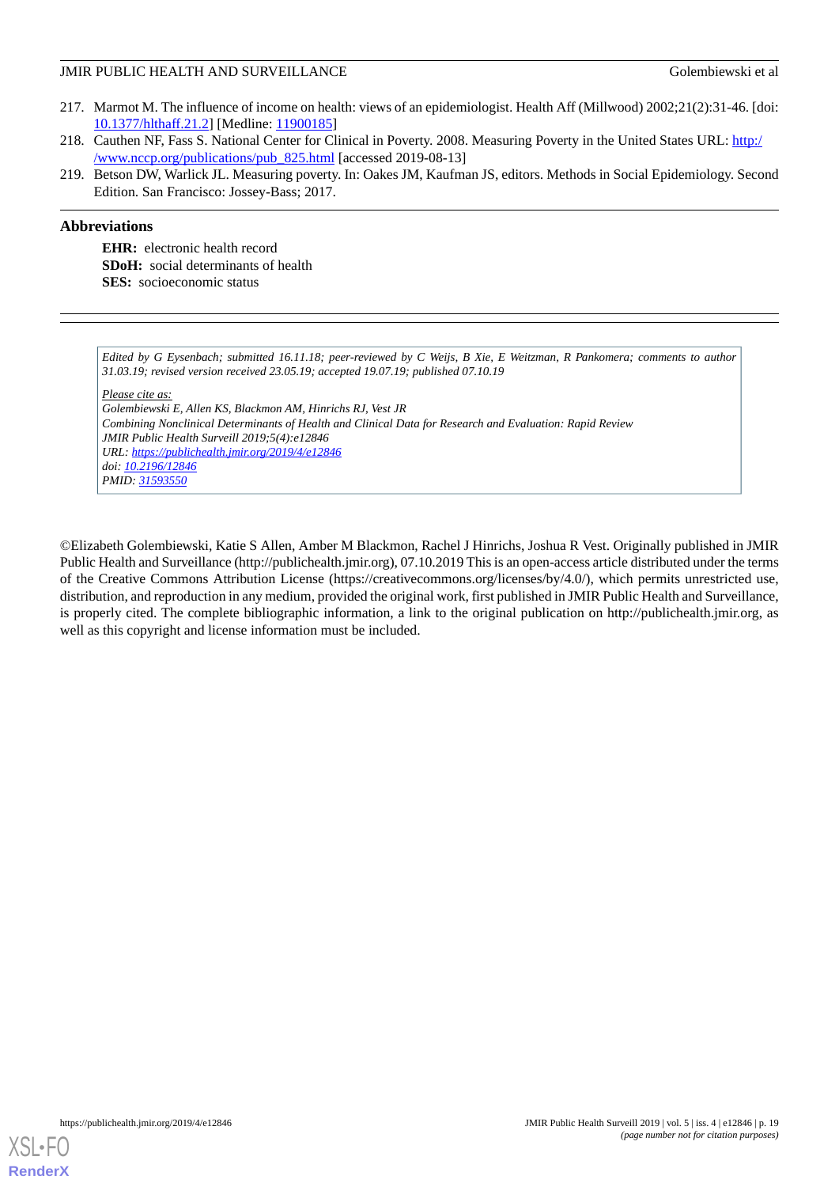217. Marmot M. The influence of income on health: views of an epidemiologist. Health Aff (Millwood) 2002;21(2):31-46. [doi: 10.1377/hlthaff.21.2] [Medline: 11900185]
218. Cauthen NF, Fass S. National Center for Clinical in Poverty. 2008. Measuring Poverty in the United States URL: http://www.nccp.org/publications/pub_825.html [accessed 2019-08-13]
219. Betson DW, Warlick JL. Measuring poverty. In: Oakes JM, Kaufman JS, editors. Methods in Social Epidemiology. Second Edition. San Francisco: Jossey-Bass; 2017.

## Abbreviations

**EHR:** electronic health record
**SDoH:** social determinants of health
**SES:** socioeconomic status

*Edited by G Eysenbach; submitted 16.11.18; peer-reviewed by C Weijs, B Xie, E Weitzman, R Pankomera; comments to author 31.03.19; revised version received 23.05.19; accepted 19.07.19; published 07.10.19*

*Please cite as:*
*Golembiewski E, Allen KS, Blackmon AM, Hinrichs RJ, Vest JR*
*Combining Nonclinical Determinants of Health and Clinical Data for Research and Evaluation: Rapid Review*
*JMIR Public Health Surveill 2019;5(4):e12846*
*URL: https://publichealth.jmir.org/2019/4/e12846*
*doi: 10.2196/12846*
*PMID: 31593550*

©Elizabeth Golembiewski, Katie S Allen, Amber M Blackmon, Rachel J Hinrichs, Joshua R Vest. Originally published in JMIR Public Health and Surveillance (http://publichealth.jmir.org), 07.10.2019 This is an open-access article distributed under the terms of the Creative Commons Attribution License (https://creativecommons.org/licenses/by/4.0/), which permits unrestricted use, distribution, and reproduction in any medium, provided the original work, first published in JMIR Public Health and Surveillance, is properly cited. The complete bibliographic information, a link to the original publication on http://publichealth.jmir.org, as well as this copyright and license information must be included.